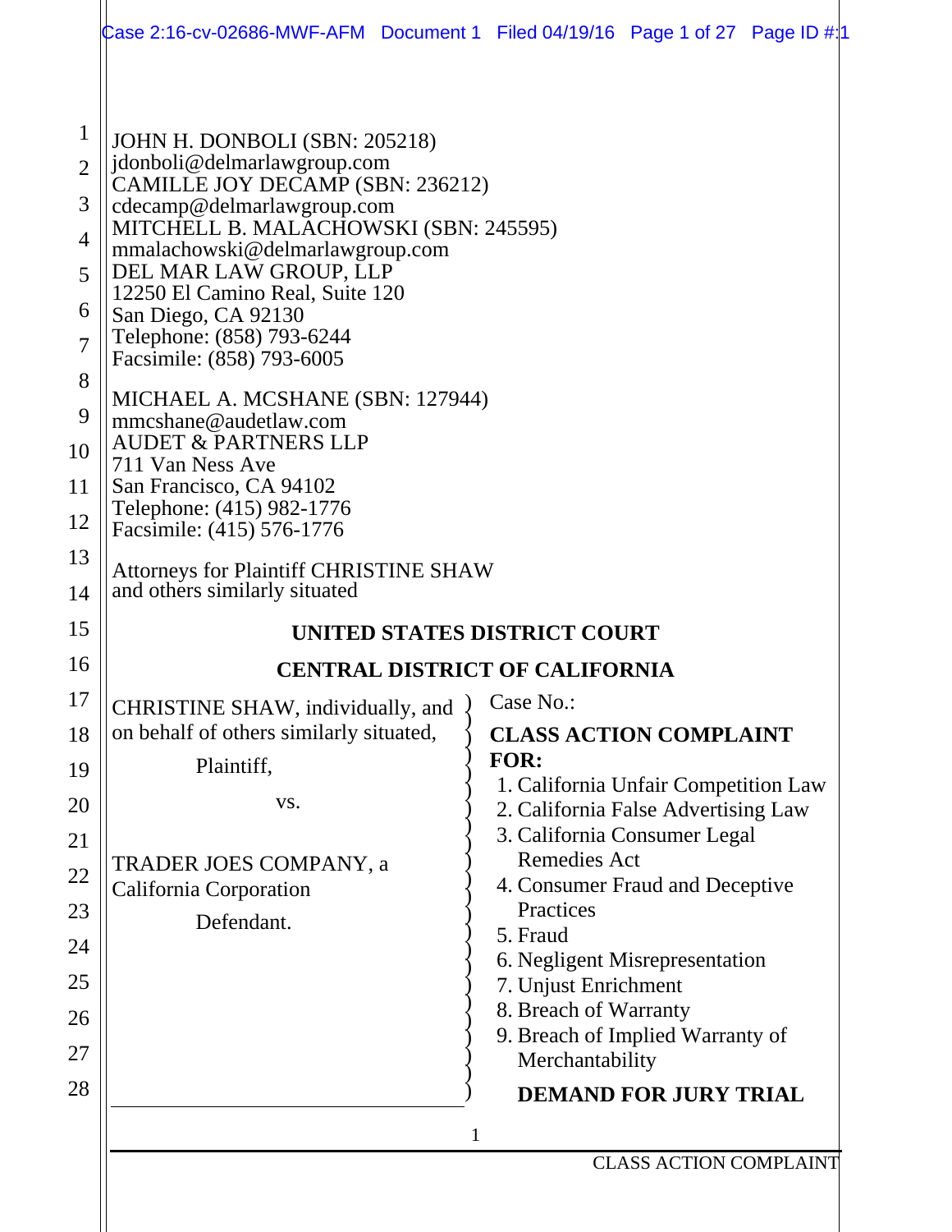JOHN H. DONBOLI (SBN: 205218)
jdonboli@delmarlawgroup.com
CAMILLE JOY DECAMP (SBN: 236212)
cdecamp@delmarlawgroup.com
MITCHELL B. MALACHOWSKI (SBN: 245595)
mmalachowski@delmarlawgroup.com
DEL MAR LAW GROUP, LLP
12250 El Camino Real, Suite 120
San Diego, CA 92130
Telephone: (858) 793-6244
Facsimile: (858) 793-6005

MICHAEL A. MCSHANE (SBN: 127944)
mmcshane@audetlaw.com
AUDET & PARTNERS LLP
711 Van Ness Ave
San Francisco, CA 94102
Telephone: (415) 982-1776
Facsimile: (415) 576-1776

Attorneys for Plaintiff CHRISTINE SHAW
and others similarly situated

**UNITED STATES DISTRICT COURT**

**CENTRAL DISTRICT OF CALIFORNIA**

CHRISTINE SHAW, individually, and on behalf of others similarly situated,

Plaintiff,

vs.

TRADER JOES COMPANY, a California Corporation

Defendant.

Case No.:

**CLASS ACTION COMPLAINT FOR:**

1. California Unfair Competition Law
2. California False Advertising Law
3. California Consumer Legal Remedies Act
4. Consumer Fraud and Deceptive Practices
5. Fraud
6. Negligent Misrepresentation
7. Unjust Enrichment
8. Breach of Warranty
9. Breach of Implied Warranty of Merchantability

**DEMAND FOR JURY TRIAL**

CLASS ACTION COMPLAINT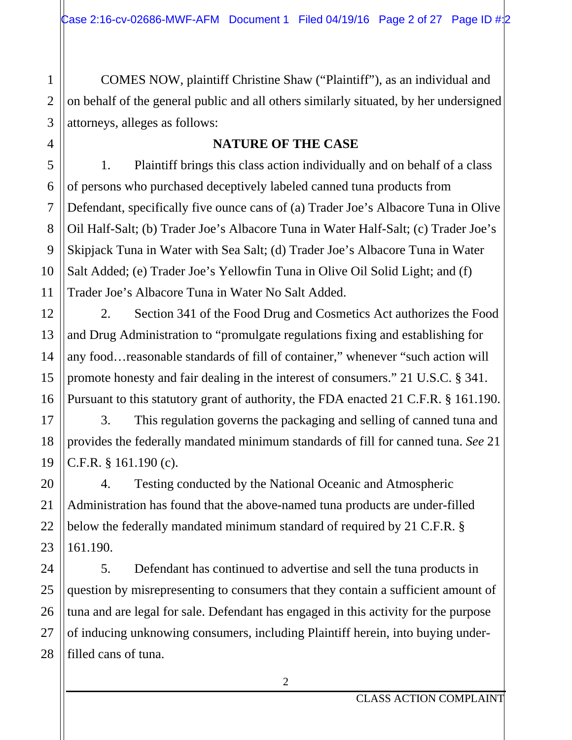COMES NOW, plaintiff Christine Shaw ("Plaintiff"), as an individual and on behalf of the general public and all others similarly situated, by her undersigned attorneys, alleges as follows:

## NATURE OF THE CASE

1. Plaintiff brings this class action individually and on behalf of a class of persons who purchased deceptively labeled canned tuna products from Defendant, specifically five ounce cans of (a) Trader Joe's Albacore Tuna in Olive Oil Half-Salt; (b) Trader Joe's Albacore Tuna in Water Half-Salt; (c) Trader Joe's Skipjack Tuna in Water with Sea Salt; (d) Trader Joe's Albacore Tuna in Water Salt Added; (e) Trader Joe's Yellowfin Tuna in Olive Oil Solid Light; and (f) Trader Joe's Albacore Tuna in Water No Salt Added.

2. Section 341 of the Food Drug and Cosmetics Act authorizes the Food and Drug Administration to "promulgate regulations fixing and establishing for any food…reasonable standards of fill of container," whenever "such action will promote honesty and fair dealing in the interest of consumers." 21 U.S.C. § 341. Pursuant to this statutory grant of authority, the FDA enacted 21 C.F.R. § 161.190.

3. This regulation governs the packaging and selling of canned tuna and provides the federally mandated minimum standards of fill for canned tuna. *See* 21 C.F.R. § 161.190 (c).

4. Testing conducted by the National Oceanic and Atmospheric Administration has found that the above-named tuna products are under-filled below the federally mandated minimum standard of required by 21 C.F.R. § 161.190.

5. Defendant has continued to advertise and sell the tuna products in question by misrepresenting to consumers that they contain a sufficient amount of tuna and are legal for sale. Defendant has engaged in this activity for the purpose of inducing unknowing consumers, including Plaintiff herein, into buying under-filled cans of tuna.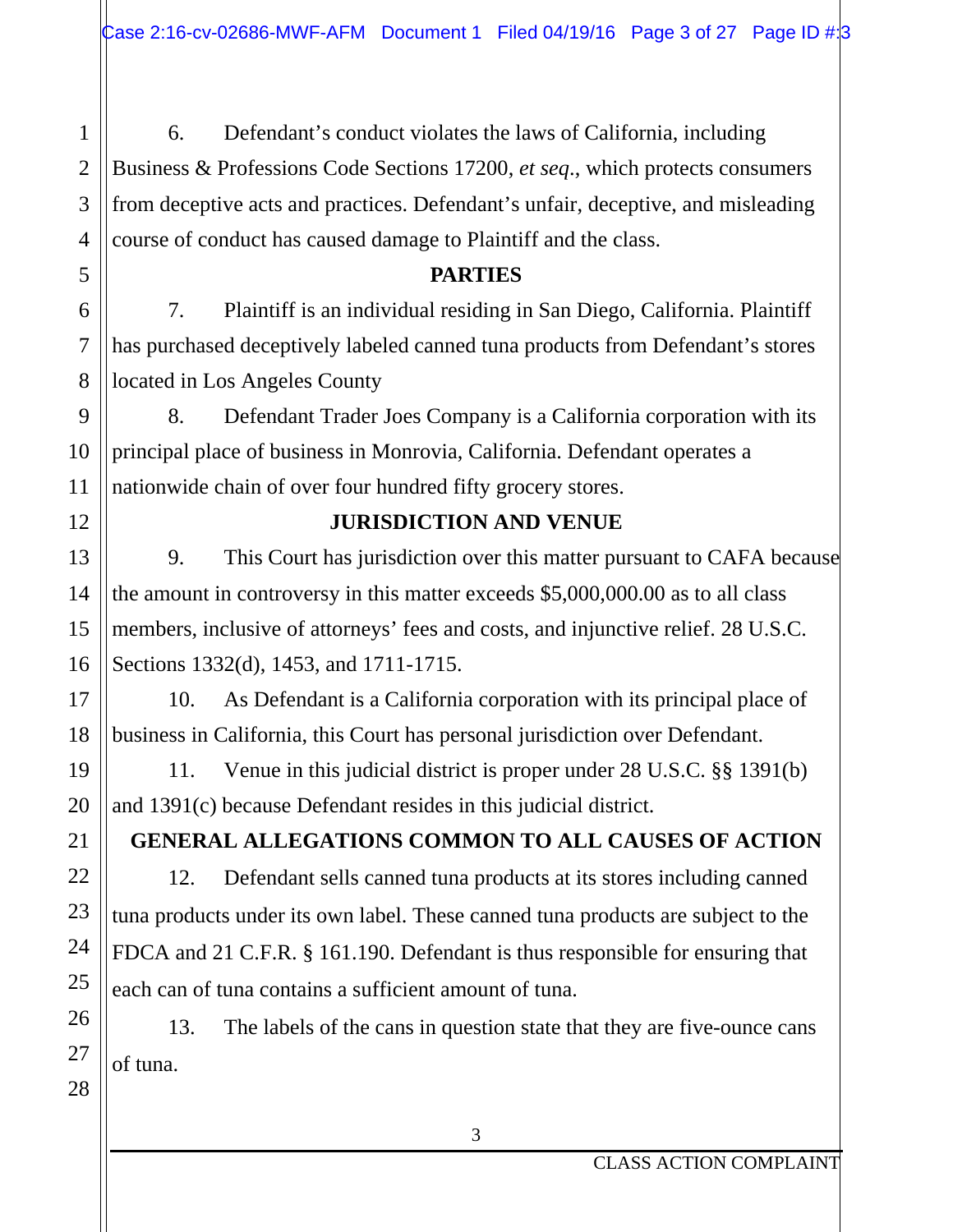6. Defendant's conduct violates the laws of California, including Business & Professions Code Sections 17200, *et seq*., which protects consumers from deceptive acts and practices. Defendant's unfair, deceptive, and misleading course of conduct has caused damage to Plaintiff and the class.

## PARTIES

7. Plaintiff is an individual residing in San Diego, California. Plaintiff has purchased deceptively labeled canned tuna products from Defendant's stores located in Los Angeles County

8. Defendant Trader Joes Company is a California corporation with its principal place of business in Monrovia, California. Defendant operates a nationwide chain of over four hundred fifty grocery stores.

## JURISDICTION AND VENUE

9. This Court has jurisdiction over this matter pursuant to CAFA because the amount in controversy in this matter exceeds $5,000,000.00 as to all class members, inclusive of attorneys' fees and costs, and injunctive relief. 28 U.S.C. Sections 1332(d), 1453, and 1711-1715.

10. As Defendant is a California corporation with its principal place of business in California, this Court has personal jurisdiction over Defendant.

11. Venue in this judicial district is proper under 28 U.S.C. §§ 1391(b) and 1391(c) because Defendant resides in this judicial district.

## GENERAL ALLEGATIONS COMMON TO ALL CAUSES OF ACTION

12. Defendant sells canned tuna products at its stores including canned tuna products under its own label. These canned tuna products are subject to the FDCA and 21 C.F.R. § 161.190. Defendant is thus responsible for ensuring that each can of tuna contains a sufficient amount of tuna.

13. The labels of the cans in question state that they are five-ounce cans of tuna.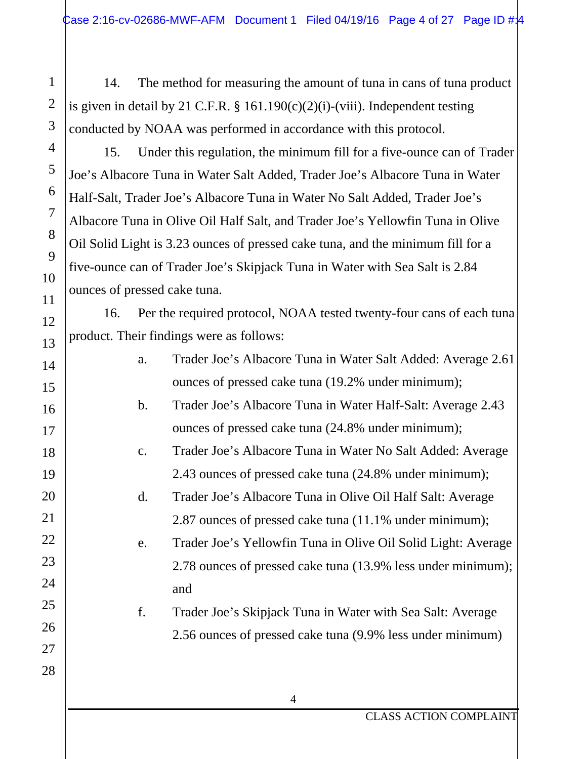14. The method for measuring the amount of tuna in cans of tuna product is given in detail by 21 C.F.R. § 161.190(c)(2)(i)-(viii). Independent testing conducted by NOAA was performed in accordance with this protocol.

15. Under this regulation, the minimum fill for a five-ounce can of Trader Joe's Albacore Tuna in Water Salt Added, Trader Joe's Albacore Tuna in Water Half-Salt, Trader Joe's Albacore Tuna in Water No Salt Added, Trader Joe's Albacore Tuna in Olive Oil Half Salt, and Trader Joe's Yellowfin Tuna in Olive Oil Solid Light is 3.23 ounces of pressed cake tuna, and the minimum fill for a five-ounce can of Trader Joe's Skipjack Tuna in Water with Sea Salt is 2.84 ounces of pressed cake tuna.

16. Per the required protocol, NOAA tested twenty-four cans of each tuna product. Their findings were as follows:

a. Trader Joe's Albacore Tuna in Water Salt Added: Average 2.61 ounces of pressed cake tuna (19.2% under minimum);

b. Trader Joe's Albacore Tuna in Water Half-Salt: Average 2.43 ounces of pressed cake tuna (24.8% under minimum);

c. Trader Joe's Albacore Tuna in Water No Salt Added: Average 2.43 ounces of pressed cake tuna (24.8% under minimum);

d. Trader Joe's Albacore Tuna in Olive Oil Half Salt: Average 2.87 ounces of pressed cake tuna (11.1% under minimum);

e. Trader Joe's Yellowfin Tuna in Olive Oil Solid Light: Average 2.78 ounces of pressed cake tuna (13.9% less under minimum); and

f. Trader Joe's Skipjack Tuna in Water with Sea Salt: Average 2.56 ounces of pressed cake tuna (9.9% less under minimum)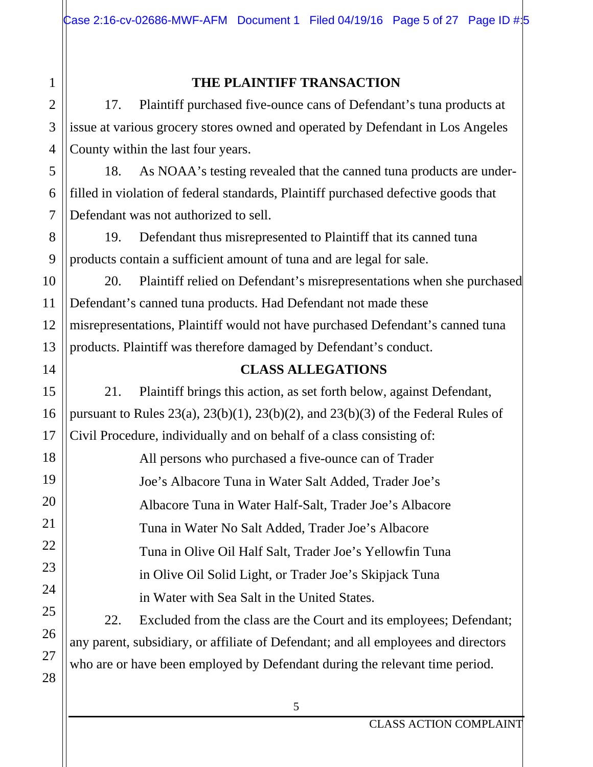## THE PLAINTIFF TRANSACTION

17. Plaintiff purchased five-ounce cans of Defendant's tuna products at issue at various grocery stores owned and operated by Defendant in Los Angeles County within the last four years.

18. As NOAA's testing revealed that the canned tuna products are under-filled in violation of federal standards, Plaintiff purchased defective goods that Defendant was not authorized to sell.

19. Defendant thus misrepresented to Plaintiff that its canned tuna products contain a sufficient amount of tuna and are legal for sale.

20. Plaintiff relied on Defendant's misrepresentations when she purchased Defendant's canned tuna products. Had Defendant not made these misrepresentations, Plaintiff would not have purchased Defendant's canned tuna products. Plaintiff was therefore damaged by Defendant's conduct.

## CLASS ALLEGATIONS

21. Plaintiff brings this action, as set forth below, against Defendant, pursuant to Rules 23(a), 23(b)(1), 23(b)(2), and 23(b)(3) of the Federal Rules of Civil Procedure, individually and on behalf of a class consisting of:

> All persons who purchased a five-ounce can of Trader Joe's Albacore Tuna in Water Salt Added, Trader Joe's Albacore Tuna in Water Half-Salt, Trader Joe's Albacore Tuna in Water No Salt Added, Trader Joe's Albacore Tuna in Olive Oil Half Salt, Trader Joe's Yellowfin Tuna in Olive Oil Solid Light, or Trader Joe's Skipjack Tuna in Water with Sea Salt in the United States.

22. Excluded from the class are the Court and its employees; Defendant; any parent, subsidiary, or affiliate of Defendant; and all employees and directors who are or have been employed by Defendant during the relevant time period.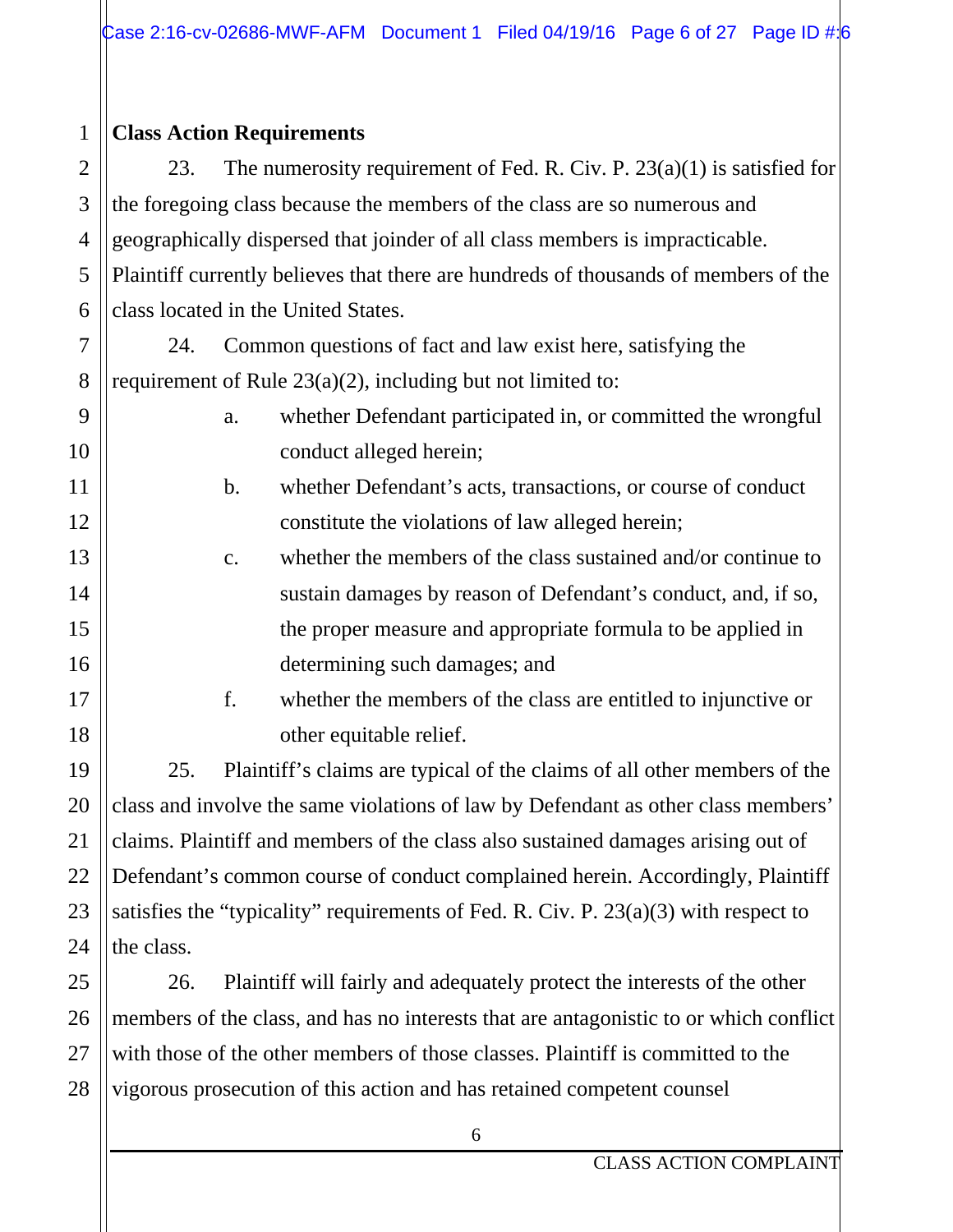**Class Action Requirements**

23. The numerosity requirement of Fed. R. Civ. P. 23(a)(1) is satisfied for the foregoing class because the members of the class are so numerous and geographically dispersed that joinder of all class members is impracticable. Plaintiff currently believes that there are hundreds of thousands of members of the class located in the United States.

24. Common questions of fact and law exist here, satisfying the requirement of Rule 23(a)(2), including but not limited to:

a. whether Defendant participated in, or committed the wrongful conduct alleged herein;

b. whether Defendant's acts, transactions, or course of conduct constitute the violations of law alleged herein;

c. whether the members of the class sustained and/or continue to sustain damages by reason of Defendant's conduct, and, if so, the proper measure and appropriate formula to be applied in determining such damages; and

f. whether the members of the class are entitled to injunctive or other equitable relief.

25. Plaintiff's claims are typical of the claims of all other members of the class and involve the same violations of law by Defendant as other class members' claims. Plaintiff and members of the class also sustained damages arising out of Defendant's common course of conduct complained herein. Accordingly, Plaintiff satisfies the "typicality" requirements of Fed. R. Civ. P. 23(a)(3) with respect to the class.

26. Plaintiff will fairly and adequately protect the interests of the other members of the class, and has no interests that are antagonistic to or which conflict with those of the other members of those classes. Plaintiff is committed to the vigorous prosecution of this action and has retained competent counsel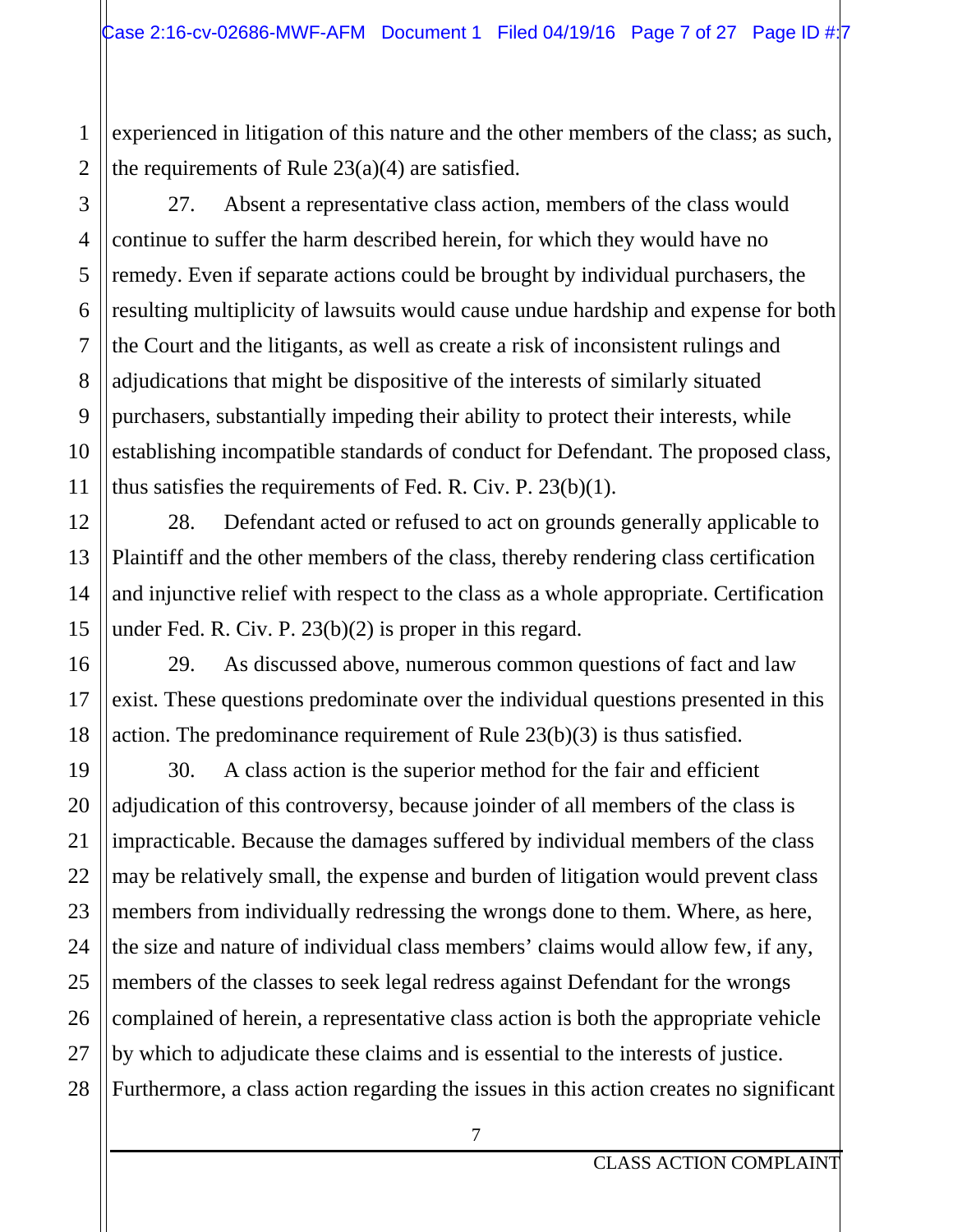experienced in litigation of this nature and the other members of the class; as such, the requirements of Rule 23(a)(4) are satisfied.

27. Absent a representative class action, members of the class would continue to suffer the harm described herein, for which they would have no remedy. Even if separate actions could be brought by individual purchasers, the resulting multiplicity of lawsuits would cause undue hardship and expense for both the Court and the litigants, as well as create a risk of inconsistent rulings and adjudications that might be dispositive of the interests of similarly situated purchasers, substantially impeding their ability to protect their interests, while establishing incompatible standards of conduct for Defendant. The proposed class, thus satisfies the requirements of Fed. R. Civ. P. 23(b)(1).

28. Defendant acted or refused to act on grounds generally applicable to Plaintiff and the other members of the class, thereby rendering class certification and injunctive relief with respect to the class as a whole appropriate. Certification under Fed. R. Civ. P. 23(b)(2) is proper in this regard.

29. As discussed above, numerous common questions of fact and law exist. These questions predominate over the individual questions presented in this action. The predominance requirement of Rule 23(b)(3) is thus satisfied.

30. A class action is the superior method for the fair and efficient adjudication of this controversy, because joinder of all members of the class is impracticable. Because the damages suffered by individual members of the class may be relatively small, the expense and burden of litigation would prevent class members from individually redressing the wrongs done to them. Where, as here, the size and nature of individual class members' claims would allow few, if any, members of the classes to seek legal redress against Defendant for the wrongs complained of herein, a representative class action is both the appropriate vehicle by which to adjudicate these claims and is essential to the interests of justice. Furthermore, a class action regarding the issues in this action creates no significant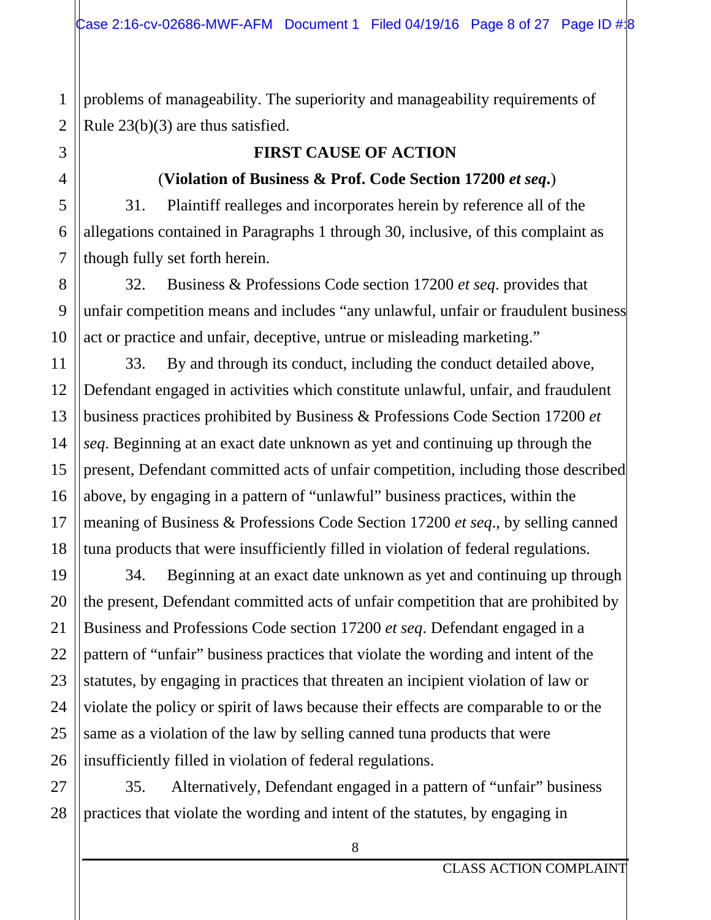problems of manageability. The superiority and manageability requirements of Rule 23(b)(3) are thus satisfied.

## FIRST CAUSE OF ACTION

**(Violation of Business & Prof. Code Section 17200 *et seq*.)**

31. Plaintiff realleges and incorporates herein by reference all of the allegations contained in Paragraphs 1 through 30, inclusive, of this complaint as though fully set forth herein.

32. Business & Professions Code section 17200 *et seq*. provides that unfair competition means and includes "any unlawful, unfair or fraudulent business act or practice and unfair, deceptive, untrue or misleading marketing."

33. By and through its conduct, including the conduct detailed above, Defendant engaged in activities which constitute unlawful, unfair, and fraudulent business practices prohibited by Business & Professions Code Section 17200 *et seq*. Beginning at an exact date unknown as yet and continuing up through the present, Defendant committed acts of unfair competition, including those described above, by engaging in a pattern of "unlawful" business practices, within the meaning of Business & Professions Code Section 17200 *et seq*., by selling canned tuna products that were insufficiently filled in violation of federal regulations.

34. Beginning at an exact date unknown as yet and continuing up through the present, Defendant committed acts of unfair competition that are prohibited by Business and Professions Code section 17200 *et seq*. Defendant engaged in a pattern of "unfair" business practices that violate the wording and intent of the statutes, by engaging in practices that threaten an incipient violation of law or violate the policy or spirit of laws because their effects are comparable to or the same as a violation of the law by selling canned tuna products that were insufficiently filled in violation of federal regulations.

35. Alternatively, Defendant engaged in a pattern of "unfair" business practices that violate the wording and intent of the statutes, by engaging in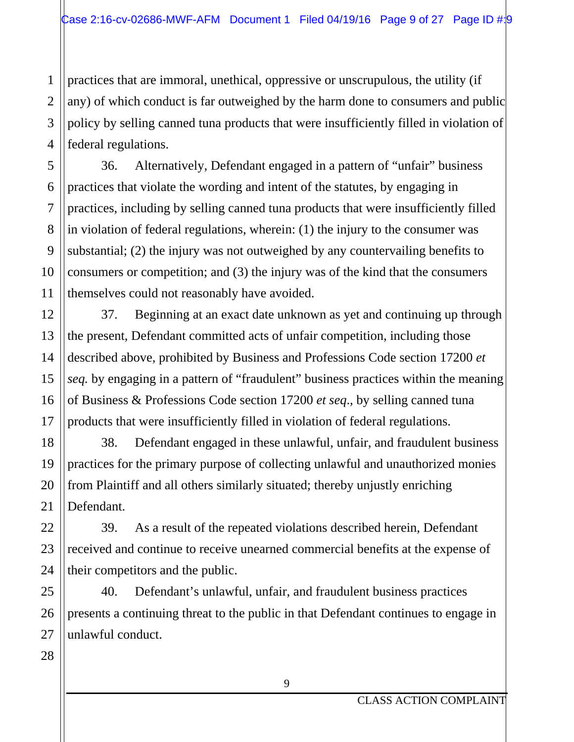practices that are immoral, unethical, oppressive or unscrupulous, the utility (if any) of which conduct is far outweighed by the harm done to consumers and public policy by selling canned tuna products that were insufficiently filled in violation of federal regulations.

36. Alternatively, Defendant engaged in a pattern of "unfair" business practices that violate the wording and intent of the statutes, by engaging in practices, including by selling canned tuna products that were insufficiently filled in violation of federal regulations, wherein: (1) the injury to the consumer was substantial; (2) the injury was not outweighed by any countervailing benefits to consumers or competition; and (3) the injury was of the kind that the consumers themselves could not reasonably have avoided.

37. Beginning at an exact date unknown as yet and continuing up through the present, Defendant committed acts of unfair competition, including those described above, prohibited by Business and Professions Code section 17200 *et seq.* by engaging in a pattern of "fraudulent" business practices within the meaning of Business & Professions Code section 17200 *et seq*., by selling canned tuna products that were insufficiently filled in violation of federal regulations.

38. Defendant engaged in these unlawful, unfair, and fraudulent business practices for the primary purpose of collecting unlawful and unauthorized monies from Plaintiff and all others similarly situated; thereby unjustly enriching Defendant.

39. As a result of the repeated violations described herein, Defendant received and continue to receive unearned commercial benefits at the expense of their competitors and the public.

40. Defendant's unlawful, unfair, and fraudulent business practices presents a continuing threat to the public in that Defendant continues to engage in unlawful conduct.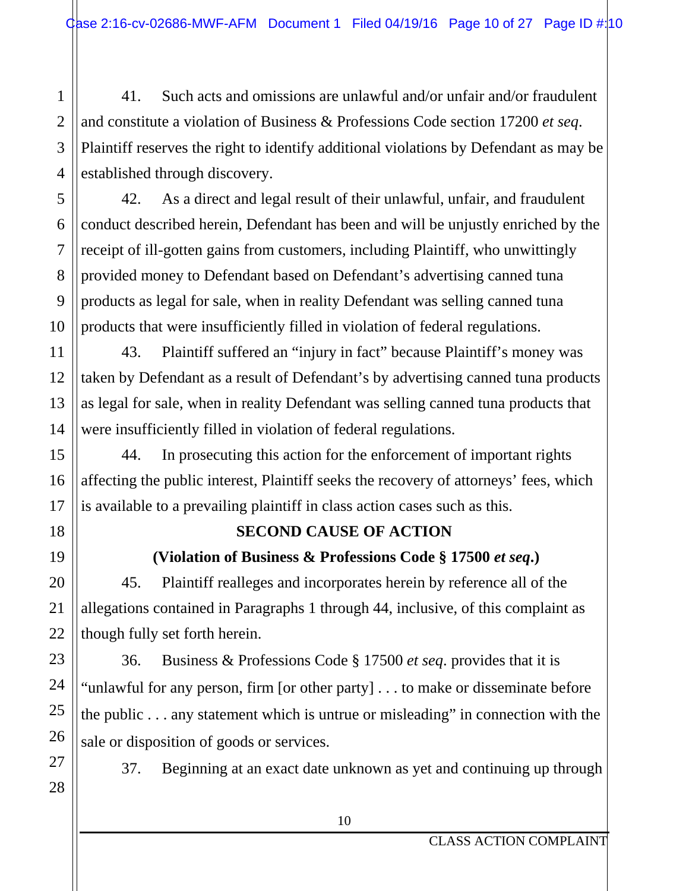41. Such acts and omissions are unlawful and/or unfair and/or fraudulent and constitute a violation of Business & Professions Code section 17200 *et seq*. Plaintiff reserves the right to identify additional violations by Defendant as may be established through discovery.

42. As a direct and legal result of their unlawful, unfair, and fraudulent conduct described herein, Defendant has been and will be unjustly enriched by the receipt of ill-gotten gains from customers, including Plaintiff, who unwittingly provided money to Defendant based on Defendant's advertising canned tuna products as legal for sale, when in reality Defendant was selling canned tuna products that were insufficiently filled in violation of federal regulations.

43. Plaintiff suffered an "injury in fact" because Plaintiff's money was taken by Defendant as a result of Defendant's by advertising canned tuna products as legal for sale, when in reality Defendant was selling canned tuna products that were insufficiently filled in violation of federal regulations.

44. In prosecuting this action for the enforcement of important rights affecting the public interest, Plaintiff seeks the recovery of attorneys' fees, which is available to a prevailing plaintiff in class action cases such as this.

**SECOND CAUSE OF ACTION**

**(Violation of Business & Professions Code § 17500 *et seq*.)**

45. Plaintiff realleges and incorporates herein by reference all of the allegations contained in Paragraphs 1 through 44, inclusive, of this complaint as though fully set forth herein.

36. Business & Professions Code § 17500 *et seq*. provides that it is "unlawful for any person, firm [or other party] . . . to make or disseminate before the public . . . any statement which is untrue or misleading" in connection with the sale or disposition of goods or services.

37. Beginning at an exact date unknown as yet and continuing up through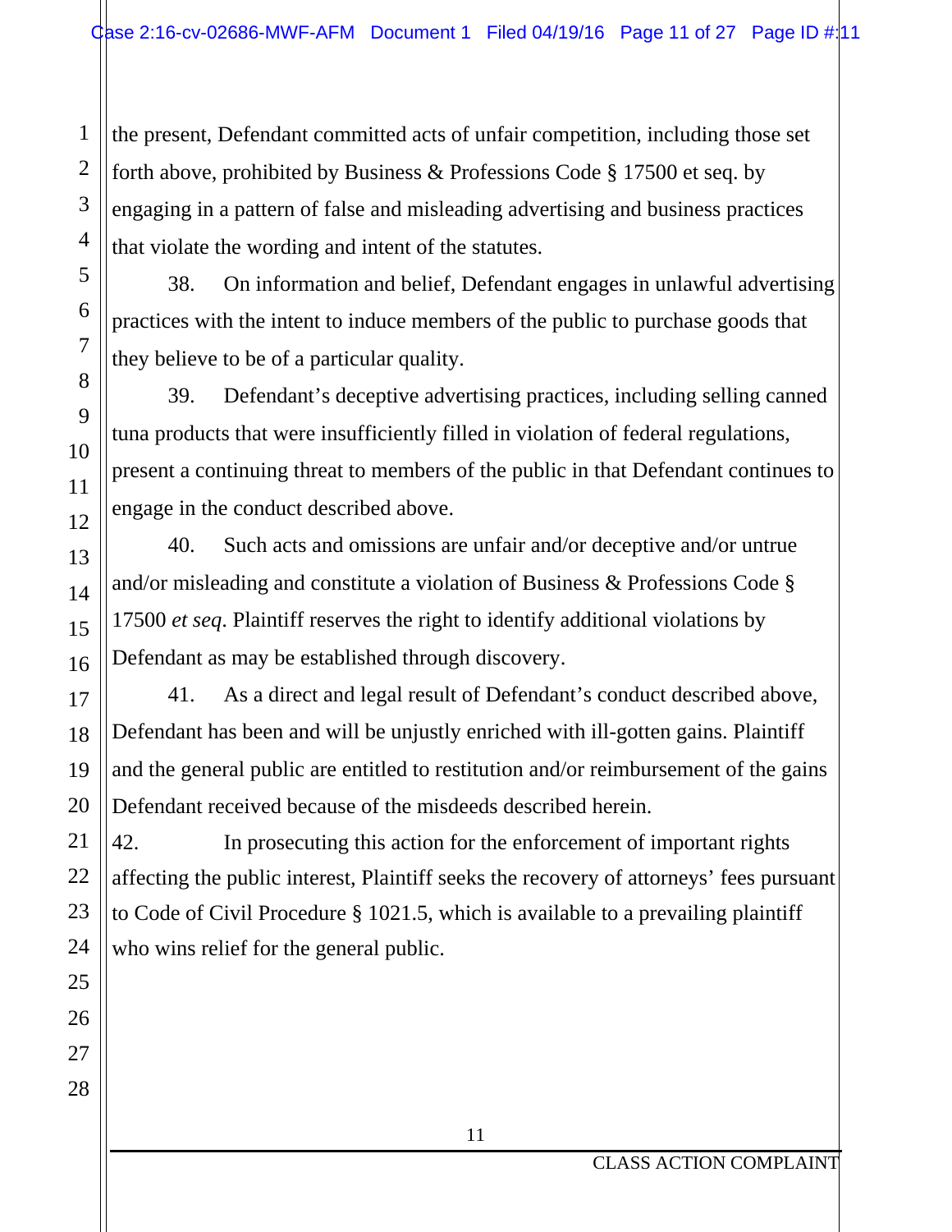the present, Defendant committed acts of unfair competition, including those set forth above, prohibited by Business & Professions Code § 17500 et seq. by engaging in a pattern of false and misleading advertising and business practices that violate the wording and intent of the statutes.

38. On information and belief, Defendant engages in unlawful advertising practices with the intent to induce members of the public to purchase goods that they believe to be of a particular quality.

39. Defendant's deceptive advertising practices, including selling canned tuna products that were insufficiently filled in violation of federal regulations, present a continuing threat to members of the public in that Defendant continues to engage in the conduct described above.

40. Such acts and omissions are unfair and/or deceptive and/or untrue and/or misleading and constitute a violation of Business & Professions Code § 17500 *et seq*. Plaintiff reserves the right to identify additional violations by Defendant as may be established through discovery.

41. As a direct and legal result of Defendant's conduct described above, Defendant has been and will be unjustly enriched with ill-gotten gains. Plaintiff and the general public are entitled to restitution and/or reimbursement of the gains Defendant received because of the misdeeds described herein.

42. In prosecuting this action for the enforcement of important rights affecting the public interest, Plaintiff seeks the recovery of attorneys' fees pursuant to Code of Civil Procedure § 1021.5, which is available to a prevailing plaintiff who wins relief for the general public.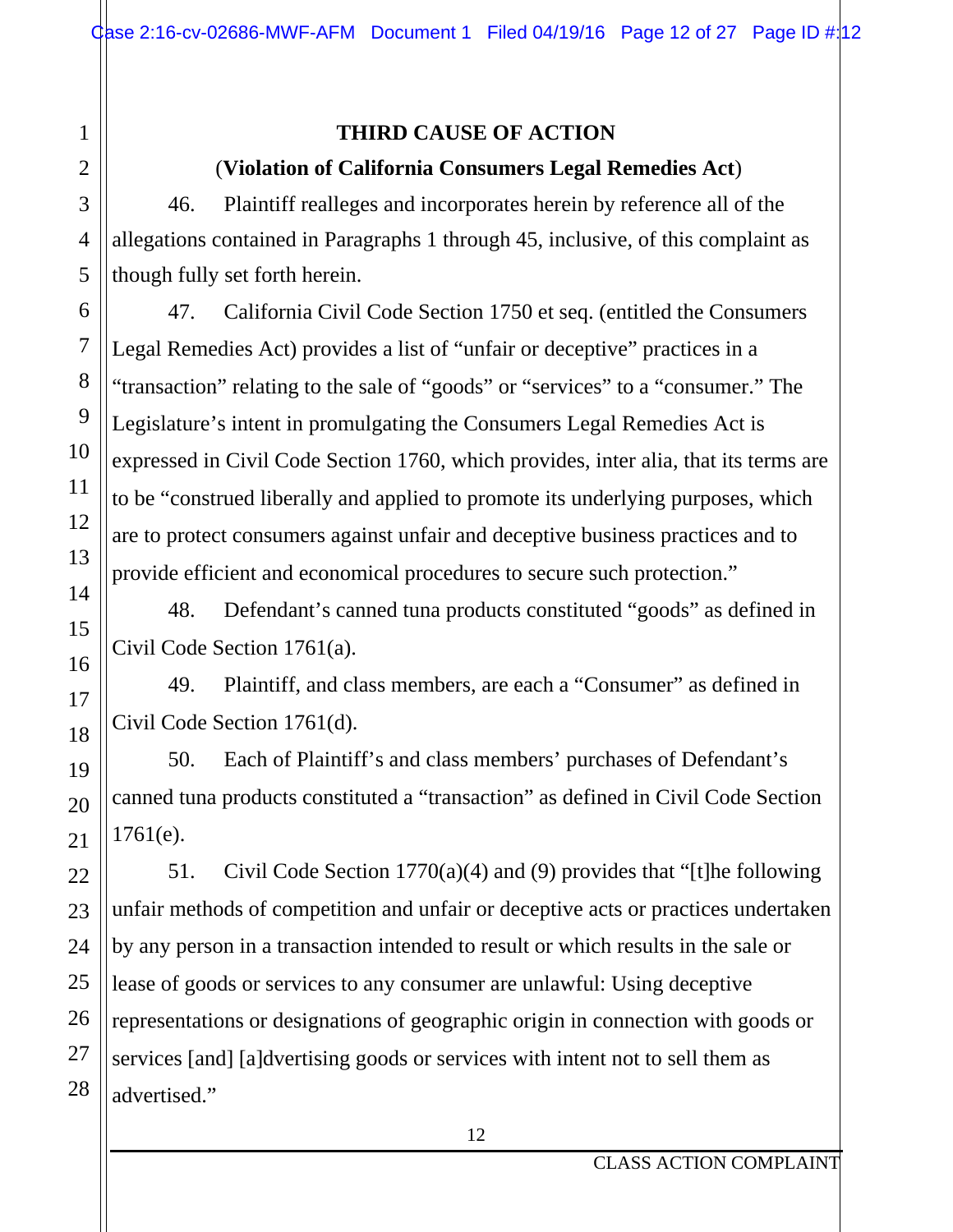**THIRD CAUSE OF ACTION**

(**Violation of California Consumers Legal Remedies Act**)

46. Plaintiff realleges and incorporates herein by reference all of the allegations contained in Paragraphs 1 through 45, inclusive, of this complaint as though fully set forth herein.

47. California Civil Code Section 1750 et seq. (entitled the Consumers Legal Remedies Act) provides a list of "unfair or deceptive" practices in a "transaction" relating to the sale of "goods" or "services" to a "consumer." The Legislature's intent in promulgating the Consumers Legal Remedies Act is expressed in Civil Code Section 1760, which provides, inter alia, that its terms are to be "construed liberally and applied to promote its underlying purposes, which are to protect consumers against unfair and deceptive business practices and to provide efficient and economical procedures to secure such protection."

48. Defendant's canned tuna products constituted "goods" as defined in Civil Code Section 1761(a).

49. Plaintiff, and class members, are each a "Consumer" as defined in Civil Code Section 1761(d).

50. Each of Plaintiff's and class members' purchases of Defendant's canned tuna products constituted a "transaction" as defined in Civil Code Section 1761(e).

51. Civil Code Section 1770(a)(4) and (9) provides that "[t]he following unfair methods of competition and unfair or deceptive acts or practices undertaken by any person in a transaction intended to result or which results in the sale or lease of goods or services to any consumer are unlawful: Using deceptive representations or designations of geographic origin in connection with goods or services [and] [a]dvertising goods or services with intent not to sell them as advertised."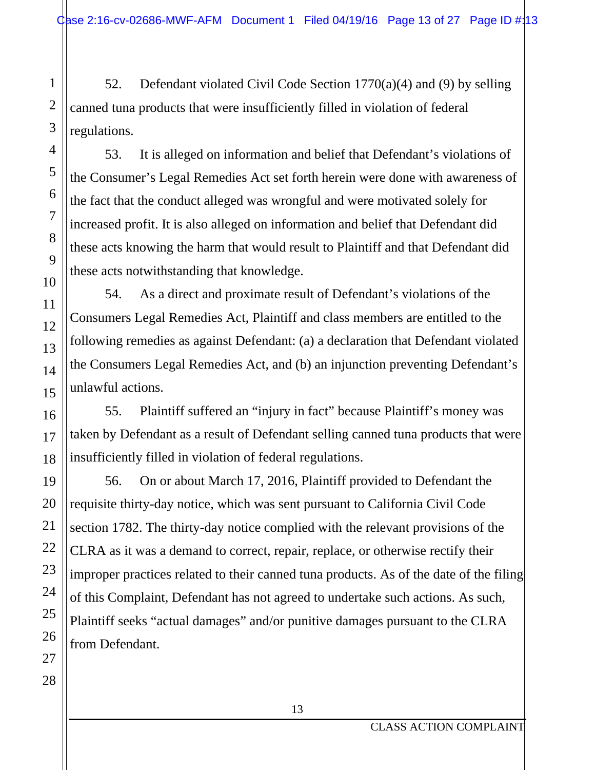52. Defendant violated Civil Code Section 1770(a)(4) and (9) by selling canned tuna products that were insufficiently filled in violation of federal regulations.

53. It is alleged on information and belief that Defendant's violations of the Consumer's Legal Remedies Act set forth herein were done with awareness of the fact that the conduct alleged was wrongful and were motivated solely for increased profit. It is also alleged on information and belief that Defendant did these acts knowing the harm that would result to Plaintiff and that Defendant did these acts notwithstanding that knowledge.

54. As a direct and proximate result of Defendant's violations of the Consumers Legal Remedies Act, Plaintiff and class members are entitled to the following remedies as against Defendant: (a) a declaration that Defendant violated the Consumers Legal Remedies Act, and (b) an injunction preventing Defendant's unlawful actions.

55. Plaintiff suffered an "injury in fact" because Plaintiff's money was taken by Defendant as a result of Defendant selling canned tuna products that were insufficiently filled in violation of federal regulations.

56. On or about March 17, 2016, Plaintiff provided to Defendant the requisite thirty-day notice, which was sent pursuant to California Civil Code section 1782. The thirty-day notice complied with the relevant provisions of the CLRA as it was a demand to correct, repair, replace, or otherwise rectify their improper practices related to their canned tuna products. As of the date of the filing of this Complaint, Defendant has not agreed to undertake such actions. As such, Plaintiff seeks "actual damages" and/or punitive damages pursuant to the CLRA from Defendant.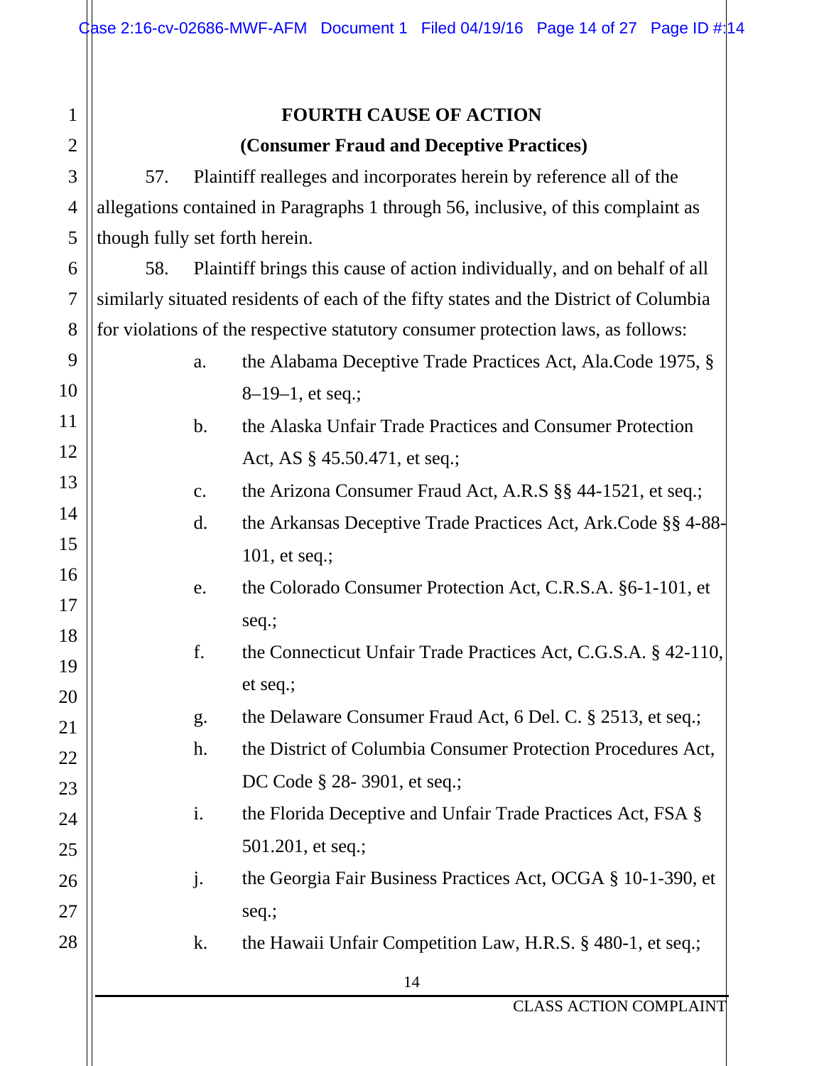**FOURTH CAUSE OF ACTION**

**(Consumer Fraud and Deceptive Practices)**

57. Plaintiff realleges and incorporates herein by reference all of the allegations contained in Paragraphs 1 through 56, inclusive, of this complaint as though fully set forth herein.

58. Plaintiff brings this cause of action individually, and on behalf of all similarly situated residents of each of the fifty states and the District of Columbia for violations of the respective statutory consumer protection laws, as follows:

a. the Alabama Deceptive Trade Practices Act, Ala.Code 1975, § 8–19–1, et seq.;

b. the Alaska Unfair Trade Practices and Consumer Protection Act, AS § 45.50.471, et seq.;

c. the Arizona Consumer Fraud Act, A.R.S §§ 44-1521, et seq.;

d. the Arkansas Deceptive Trade Practices Act, Ark.Code §§ 4-88-101, et seq.;

e. the Colorado Consumer Protection Act, C.R.S.A. §6-1-101, et seq.;

f. the Connecticut Unfair Trade Practices Act, C.G.S.A. § 42-110, et seq.;

g. the Delaware Consumer Fraud Act, 6 Del. C. § 2513, et seq.;

h. the District of Columbia Consumer Protection Procedures Act, DC Code § 28- 3901, et seq.;

i. the Florida Deceptive and Unfair Trade Practices Act, FSA § 501.201, et seq.;

j. the Georgia Fair Business Practices Act, OCGA § 10-1-390, et seq.;

k. the Hawaii Unfair Competition Law, H.R.S. § 480-1, et seq.;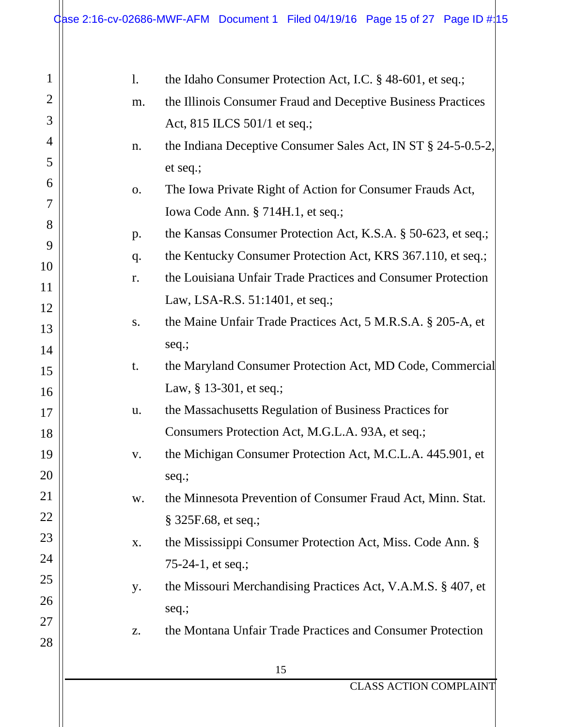l. the Idaho Consumer Protection Act, I.C. § 48-601, et seq.;

m. the Illinois Consumer Fraud and Deceptive Business Practices Act, 815 ILCS 501/1 et seq.;

n. the Indiana Deceptive Consumer Sales Act, IN ST § 24-5-0.5-2, et seq.;

o. The Iowa Private Right of Action for Consumer Frauds Act, Iowa Code Ann. § 714H.1, et seq.;

p. the Kansas Consumer Protection Act, K.S.A. § 50-623, et seq.;

q. the Kentucky Consumer Protection Act, KRS 367.110, et seq.;

r. the Louisiana Unfair Trade Practices and Consumer Protection Law, LSA-R.S. 51:1401, et seq.;

s. the Maine Unfair Trade Practices Act, 5 M.R.S.A. § 205-A, et seq.;

t. the Maryland Consumer Protection Act, MD Code, Commercial Law, § 13-301, et seq.;

u. the Massachusetts Regulation of Business Practices for Consumers Protection Act, M.G.L.A. 93A, et seq.;

v. the Michigan Consumer Protection Act, M.C.L.A. 445.901, et seq.;

w. the Minnesota Prevention of Consumer Fraud Act, Minn. Stat. § 325F.68, et seq.;

x. the Mississippi Consumer Protection Act, Miss. Code Ann. § 75-24-1, et seq.;

y. the Missouri Merchandising Practices Act, V.A.M.S. § 407, et seq.;

z. the Montana Unfair Trade Practices and Consumer Protection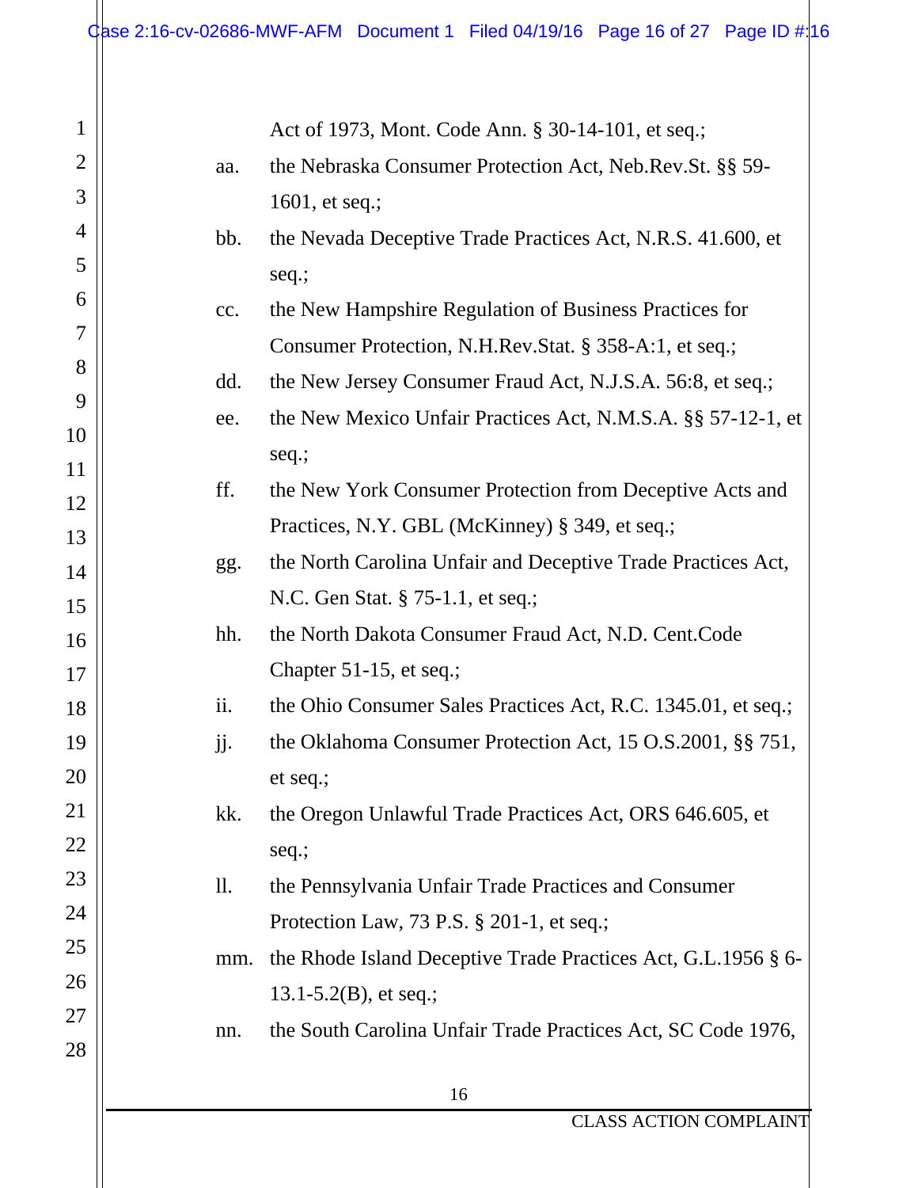Act of 1973, Mont. Code Ann. § 30-14-101, et seq.;

aa. the Nebraska Consumer Protection Act, Neb.Rev.St. §§ 59-1601, et seq.;

bb. the Nevada Deceptive Trade Practices Act, N.R.S. 41.600, et seq.;

cc. the New Hampshire Regulation of Business Practices for Consumer Protection, N.H.Rev.Stat. § 358-A:1, et seq.;

dd. the New Jersey Consumer Fraud Act, N.J.S.A. 56:8, et seq.;

ee. the New Mexico Unfair Practices Act, N.M.S.A. §§ 57-12-1, et seq.;

ff. the New York Consumer Protection from Deceptive Acts and Practices, N.Y. GBL (McKinney) § 349, et seq.;

gg. the North Carolina Unfair and Deceptive Trade Practices Act, N.C. Gen Stat. § 75-1.1, et seq.;

hh. the North Dakota Consumer Fraud Act, N.D. Cent.Code Chapter 51-15, et seq.;

ii. the Ohio Consumer Sales Practices Act, R.C. 1345.01, et seq.;

jj. the Oklahoma Consumer Protection Act, 15 O.S.2001, §§ 751, et seq.;

kk. the Oregon Unlawful Trade Practices Act, ORS 646.605, et seq.;

ll. the Pennsylvania Unfair Trade Practices and Consumer Protection Law, 73 P.S. § 201-1, et seq.;

mm. the Rhode Island Deceptive Trade Practices Act, G.L.1956 § 6-13.1-5.2(B), et seq.;

nn. the South Carolina Unfair Trade Practices Act, SC Code 1976,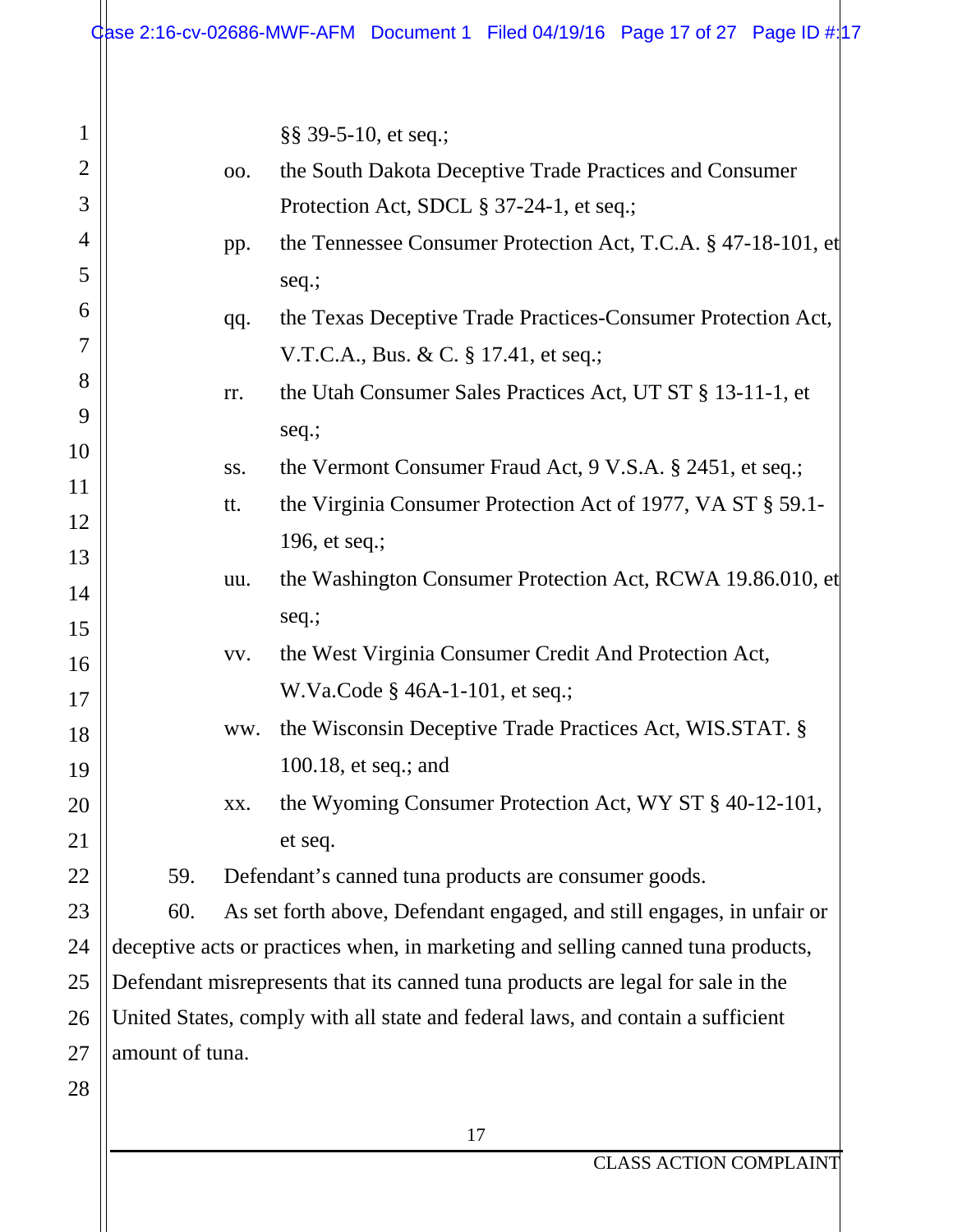§§ 39-5-10, et seq.;

oo. the South Dakota Deceptive Trade Practices and Consumer Protection Act, SDCL § 37-24-1, et seq.;

pp. the Tennessee Consumer Protection Act, T.C.A. § 47-18-101, et seq.;

qq. the Texas Deceptive Trade Practices-Consumer Protection Act, V.T.C.A., Bus. & C. § 17.41, et seq.;

rr. the Utah Consumer Sales Practices Act, UT ST § 13-11-1, et seq.;

ss. the Vermont Consumer Fraud Act, 9 V.S.A. § 2451, et seq.;

tt. the Virginia Consumer Protection Act of 1977, VA ST § 59.1-196, et seq.;

uu. the Washington Consumer Protection Act, RCWA 19.86.010, et seq.;

vv. the West Virginia Consumer Credit And Protection Act, W.Va.Code § 46A-1-101, et seq.;

ww. the Wisconsin Deceptive Trade Practices Act, WIS.STAT. § 100.18, et seq.; and

xx. the Wyoming Consumer Protection Act, WY ST § 40-12-101, et seq.

59. Defendant's canned tuna products are consumer goods.

60. As set forth above, Defendant engaged, and still engages, in unfair or deceptive acts or practices when, in marketing and selling canned tuna products, Defendant misrepresents that its canned tuna products are legal for sale in the United States, comply with all state and federal laws, and contain a sufficient amount of tuna.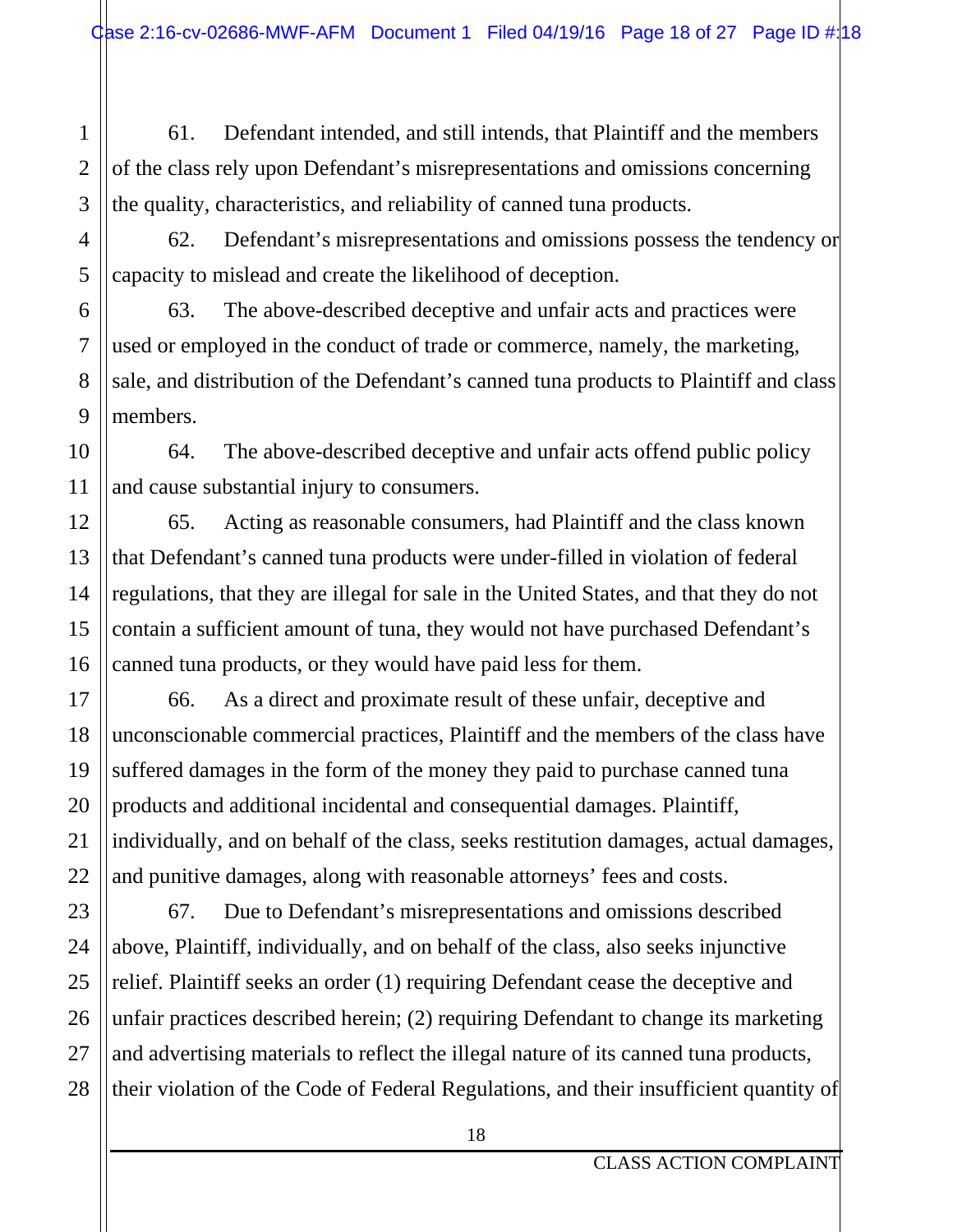61. Defendant intended, and still intends, that Plaintiff and the members of the class rely upon Defendant's misrepresentations and omissions concerning the quality, characteristics, and reliability of canned tuna products.

62. Defendant's misrepresentations and omissions possess the tendency or capacity to mislead and create the likelihood of deception.

63. The above-described deceptive and unfair acts and practices were used or employed in the conduct of trade or commerce, namely, the marketing, sale, and distribution of the Defendant's canned tuna products to Plaintiff and class members.

64. The above-described deceptive and unfair acts offend public policy and cause substantial injury to consumers.

65. Acting as reasonable consumers, had Plaintiff and the class known that Defendant's canned tuna products were under-filled in violation of federal regulations, that they are illegal for sale in the United States, and that they do not contain a sufficient amount of tuna, they would not have purchased Defendant's canned tuna products, or they would have paid less for them.

66. As a direct and proximate result of these unfair, deceptive and unconscionable commercial practices, Plaintiff and the members of the class have suffered damages in the form of the money they paid to purchase canned tuna products and additional incidental and consequential damages. Plaintiff, individually, and on behalf of the class, seeks restitution damages, actual damages, and punitive damages, along with reasonable attorneys' fees and costs.

67. Due to Defendant's misrepresentations and omissions described above, Plaintiff, individually, and on behalf of the class, also seeks injunctive relief. Plaintiff seeks an order (1) requiring Defendant cease the deceptive and unfair practices described herein; (2) requiring Defendant to change its marketing and advertising materials to reflect the illegal nature of its canned tuna products, their violation of the Code of Federal Regulations, and their insufficient quantity of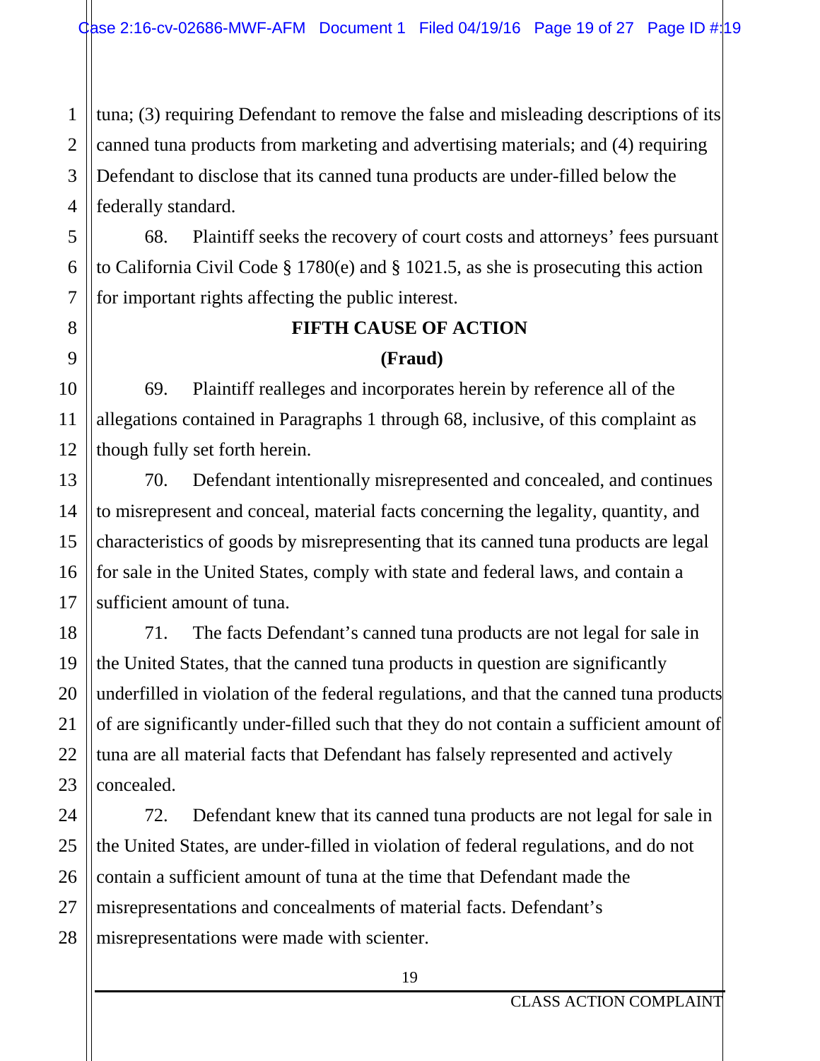tuna; (3) requiring Defendant to remove the false and misleading descriptions of its canned tuna products from marketing and advertising materials; and (4) requiring Defendant to disclose that its canned tuna products are under-filled below the federally standard.

68. Plaintiff seeks the recovery of court costs and attorneys' fees pursuant to California Civil Code § 1780(e) and § 1021.5, as she is prosecuting this action for important rights affecting the public interest.

**FIFTH CAUSE OF ACTION**

**(Fraud)**

69. Plaintiff realleges and incorporates herein by reference all of the allegations contained in Paragraphs 1 through 68, inclusive, of this complaint as though fully set forth herein.

70. Defendant intentionally misrepresented and concealed, and continues to misrepresent and conceal, material facts concerning the legality, quantity, and characteristics of goods by misrepresenting that its canned tuna products are legal for sale in the United States, comply with state and federal laws, and contain a sufficient amount of tuna.

71. The facts Defendant's canned tuna products are not legal for sale in the United States, that the canned tuna products in question are significantly underfilled in violation of the federal regulations, and that the canned tuna products of are significantly under-filled such that they do not contain a sufficient amount of tuna are all material facts that Defendant has falsely represented and actively concealed.

72. Defendant knew that its canned tuna products are not legal for sale in the United States, are under-filled in violation of federal regulations, and do not contain a sufficient amount of tuna at the time that Defendant made the misrepresentations and concealments of material facts. Defendant's misrepresentations were made with scienter.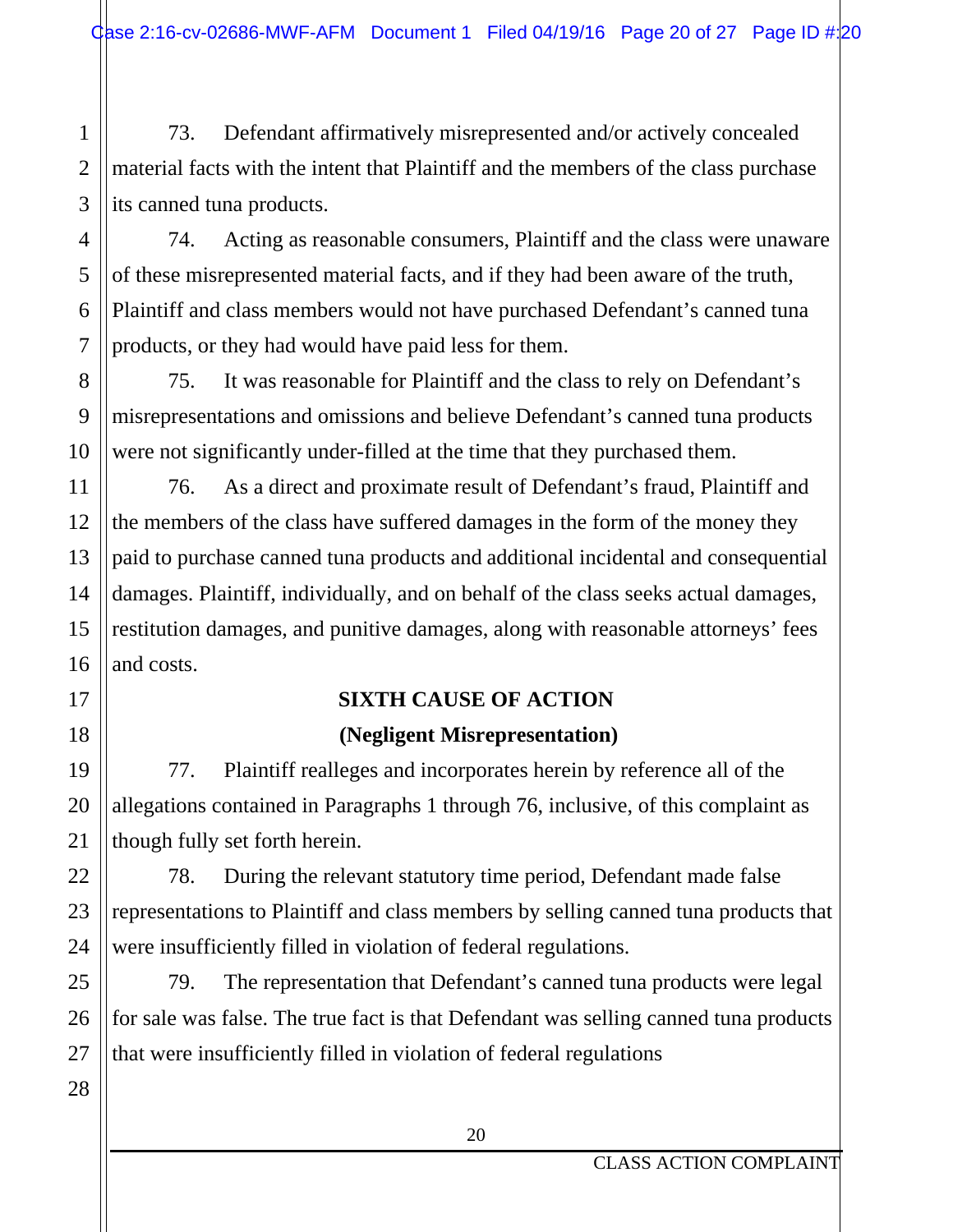73. Defendant affirmatively misrepresented and/or actively concealed material facts with the intent that Plaintiff and the members of the class purchase its canned tuna products.

74. Acting as reasonable consumers, Plaintiff and the class were unaware of these misrepresented material facts, and if they had been aware of the truth, Plaintiff and class members would not have purchased Defendant's canned tuna products, or they had would have paid less for them.

75. It was reasonable for Plaintiff and the class to rely on Defendant's misrepresentations and omissions and believe Defendant's canned tuna products were not significantly under-filled at the time that they purchased them.

76. As a direct and proximate result of Defendant's fraud, Plaintiff and the members of the class have suffered damages in the form of the money they paid to purchase canned tuna products and additional incidental and consequential damages. Plaintiff, individually, and on behalf of the class seeks actual damages, restitution damages, and punitive damages, along with reasonable attorneys' fees and costs.

## SIXTH CAUSE OF ACTION

## (Negligent Misrepresentation)

77. Plaintiff realleges and incorporates herein by reference all of the allegations contained in Paragraphs 1 through 76, inclusive, of this complaint as though fully set forth herein.

78. During the relevant statutory time period, Defendant made false representations to Plaintiff and class members by selling canned tuna products that were insufficiently filled in violation of federal regulations.

79. The representation that Defendant's canned tuna products were legal for sale was false. The true fact is that Defendant was selling canned tuna products that were insufficiently filled in violation of federal regulations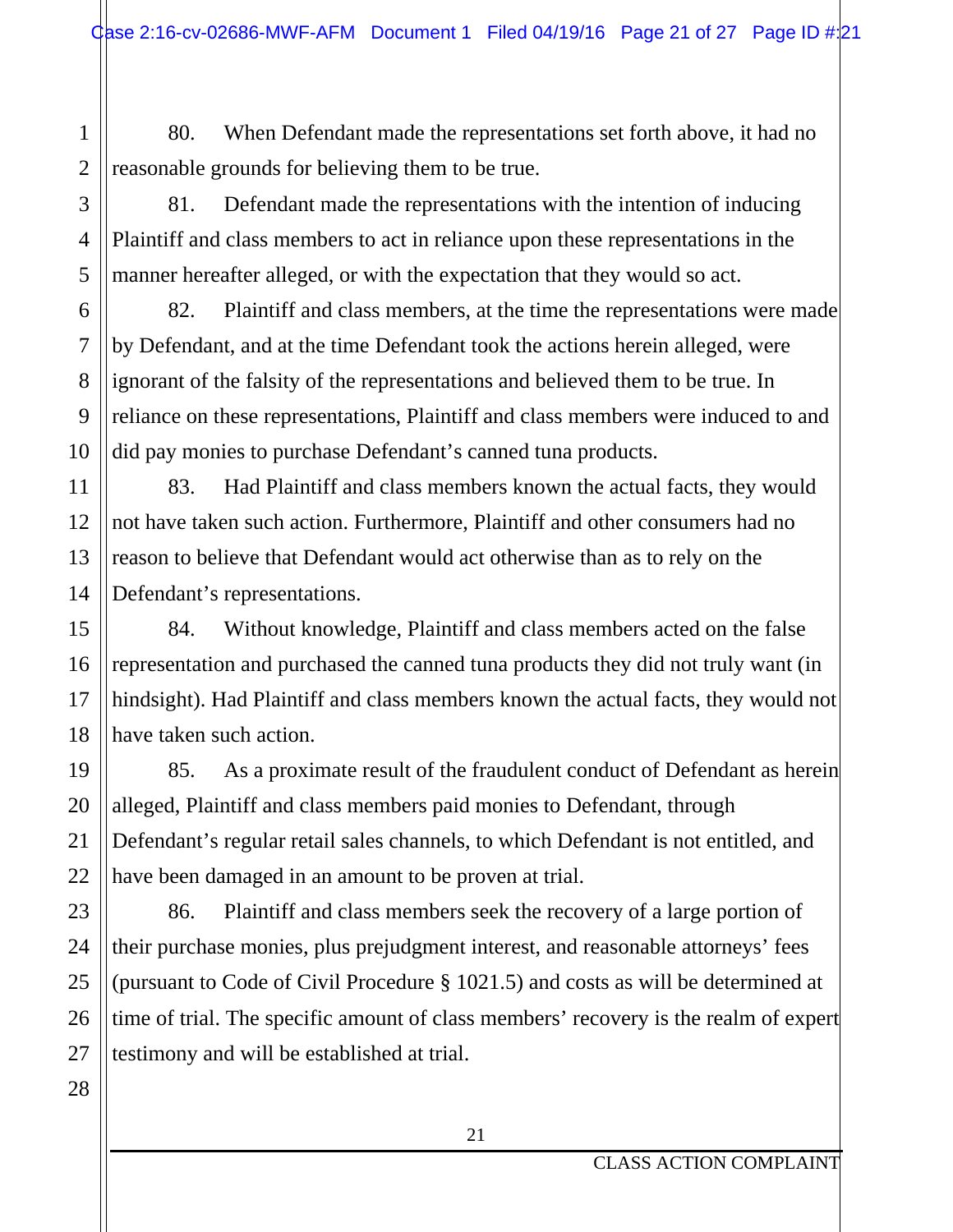80. When Defendant made the representations set forth above, it had no reasonable grounds for believing them to be true.

81. Defendant made the representations with the intention of inducing Plaintiff and class members to act in reliance upon these representations in the manner hereafter alleged, or with the expectation that they would so act.

82. Plaintiff and class members, at the time the representations were made by Defendant, and at the time Defendant took the actions herein alleged, were ignorant of the falsity of the representations and believed them to be true. In reliance on these representations, Plaintiff and class members were induced to and did pay monies to purchase Defendant's canned tuna products.

83. Had Plaintiff and class members known the actual facts, they would not have taken such action. Furthermore, Plaintiff and other consumers had no reason to believe that Defendant would act otherwise than as to rely on the Defendant's representations.

84. Without knowledge, Plaintiff and class members acted on the false representation and purchased the canned tuna products they did not truly want (in hindsight). Had Plaintiff and class members known the actual facts, they would not have taken such action.

85. As a proximate result of the fraudulent conduct of Defendant as herein alleged, Plaintiff and class members paid monies to Defendant, through Defendant's regular retail sales channels, to which Defendant is not entitled, and have been damaged in an amount to be proven at trial.

86. Plaintiff and class members seek the recovery of a large portion of their purchase monies, plus prejudgment interest, and reasonable attorneys' fees (pursuant to Code of Civil Procedure § 1021.5) and costs as will be determined at time of trial. The specific amount of class members' recovery is the realm of expert testimony and will be established at trial.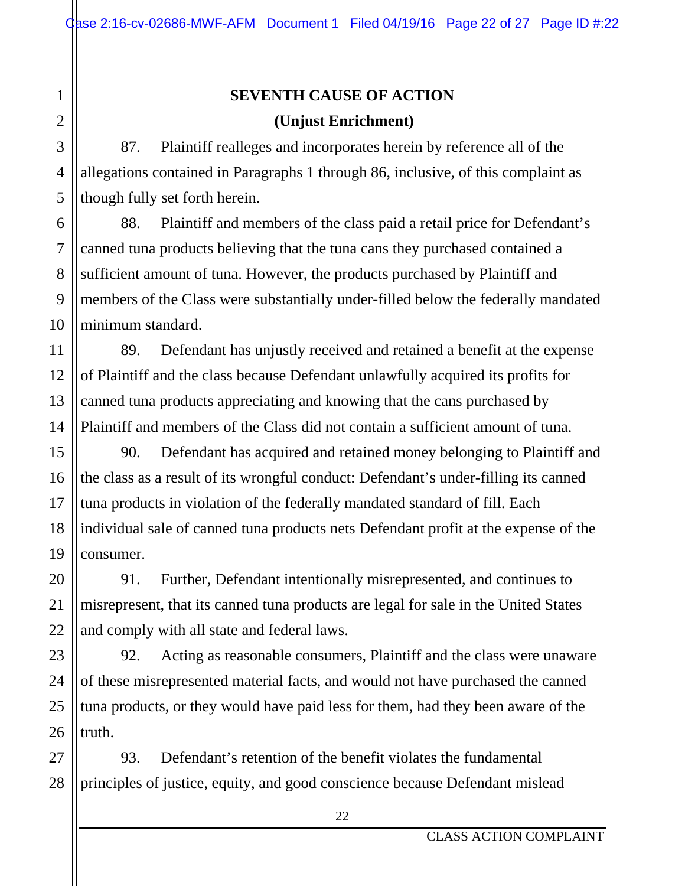**SEVENTH CAUSE OF ACTION**

**(Unjust Enrichment)**

87. Plaintiff realleges and incorporates herein by reference all of the allegations contained in Paragraphs 1 through 86, inclusive, of this complaint as though fully set forth herein.

88. Plaintiff and members of the class paid a retail price for Defendant's canned tuna products believing that the tuna cans they purchased contained a sufficient amount of tuna. However, the products purchased by Plaintiff and members of the Class were substantially under-filled below the federally mandated minimum standard.

89. Defendant has unjustly received and retained a benefit at the expense of Plaintiff and the class because Defendant unlawfully acquired its profits for canned tuna products appreciating and knowing that the cans purchased by Plaintiff and members of the Class did not contain a sufficient amount of tuna.

90. Defendant has acquired and retained money belonging to Plaintiff and the class as a result of its wrongful conduct: Defendant's under-filling its canned tuna products in violation of the federally mandated standard of fill. Each individual sale of canned tuna products nets Defendant profit at the expense of the consumer.

91. Further, Defendant intentionally misrepresented, and continues to misrepresent, that its canned tuna products are legal for sale in the United States and comply with all state and federal laws.

92. Acting as reasonable consumers, Plaintiff and the class were unaware of these misrepresented material facts, and would not have purchased the canned tuna products, or they would have paid less for them, had they been aware of the truth.

93. Defendant's retention of the benefit violates the fundamental principles of justice, equity, and good conscience because Defendant mislead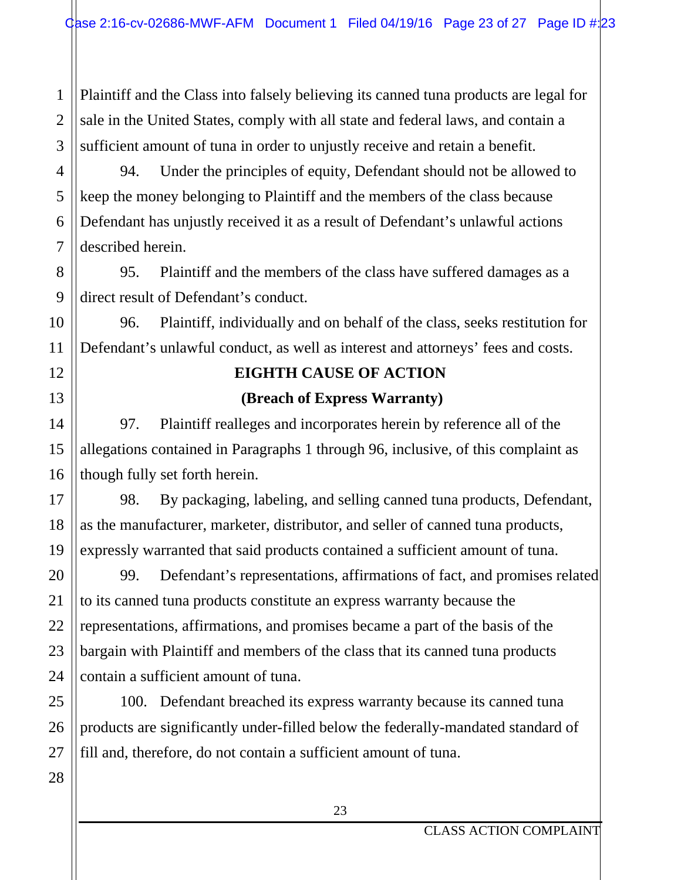Plaintiff and the Class into falsely believing its canned tuna products are legal for sale in the United States, comply with all state and federal laws, and contain a sufficient amount of tuna in order to unjustly receive and retain a benefit.

94. Under the principles of equity, Defendant should not be allowed to keep the money belonging to Plaintiff and the members of the class because Defendant has unjustly received it as a result of Defendant's unlawful actions described herein.

95. Plaintiff and the members of the class have suffered damages as a direct result of Defendant's conduct.

96. Plaintiff, individually and on behalf of the class, seeks restitution for Defendant's unlawful conduct, as well as interest and attorneys' fees and costs.

**EIGHTH CAUSE OF ACTION**

**(Breach of Express Warranty)**

97. Plaintiff realleges and incorporates herein by reference all of the allegations contained in Paragraphs 1 through 96, inclusive, of this complaint as though fully set forth herein.

98. By packaging, labeling, and selling canned tuna products, Defendant, as the manufacturer, marketer, distributor, and seller of canned tuna products, expressly warranted that said products contained a sufficient amount of tuna.

99. Defendant's representations, affirmations of fact, and promises related to its canned tuna products constitute an express warranty because the representations, affirmations, and promises became a part of the basis of the bargain with Plaintiff and members of the class that its canned tuna products contain a sufficient amount of tuna.

100. Defendant breached its express warranty because its canned tuna products are significantly under-filled below the federally-mandated standard of fill and, therefore, do not contain a sufficient amount of tuna.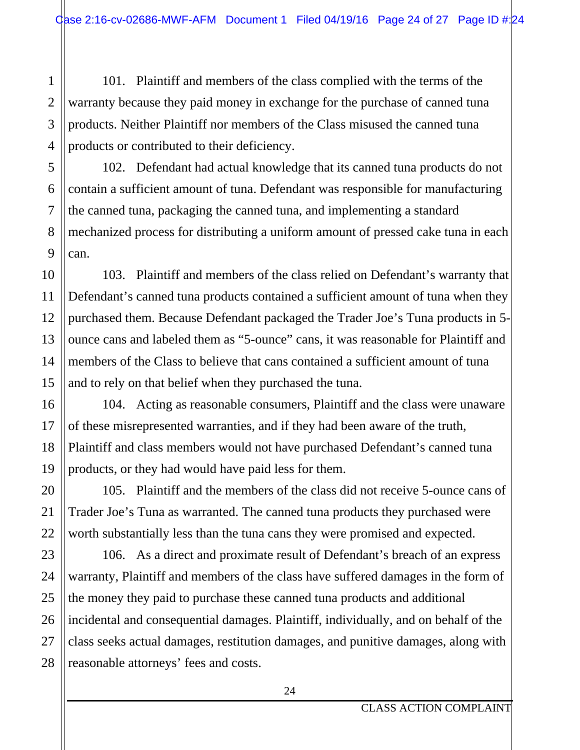101. Plaintiff and members of the class complied with the terms of the warranty because they paid money in exchange for the purchase of canned tuna products. Neither Plaintiff nor members of the Class misused the canned tuna products or contributed to their deficiency.

102. Defendant had actual knowledge that its canned tuna products do not contain a sufficient amount of tuna. Defendant was responsible for manufacturing the canned tuna, packaging the canned tuna, and implementing a standard mechanized process for distributing a uniform amount of pressed cake tuna in each can.

103. Plaintiff and members of the class relied on Defendant's warranty that Defendant's canned tuna products contained a sufficient amount of tuna when they purchased them. Because Defendant packaged the Trader Joe's Tuna products in 5-ounce cans and labeled them as "5-ounce" cans, it was reasonable for Plaintiff and members of the Class to believe that cans contained a sufficient amount of tuna and to rely on that belief when they purchased the tuna.

104. Acting as reasonable consumers, Plaintiff and the class were unaware of these misrepresented warranties, and if they had been aware of the truth, Plaintiff and class members would not have purchased Defendant's canned tuna products, or they had would have paid less for them.

105. Plaintiff and the members of the class did not receive 5-ounce cans of Trader Joe's Tuna as warranted. The canned tuna products they purchased were worth substantially less than the tuna cans they were promised and expected.

106. As a direct and proximate result of Defendant's breach of an express warranty, Plaintiff and members of the class have suffered damages in the form of the money they paid to purchase these canned tuna products and additional incidental and consequential damages. Plaintiff, individually, and on behalf of the class seeks actual damages, restitution damages, and punitive damages, along with reasonable attorneys' fees and costs.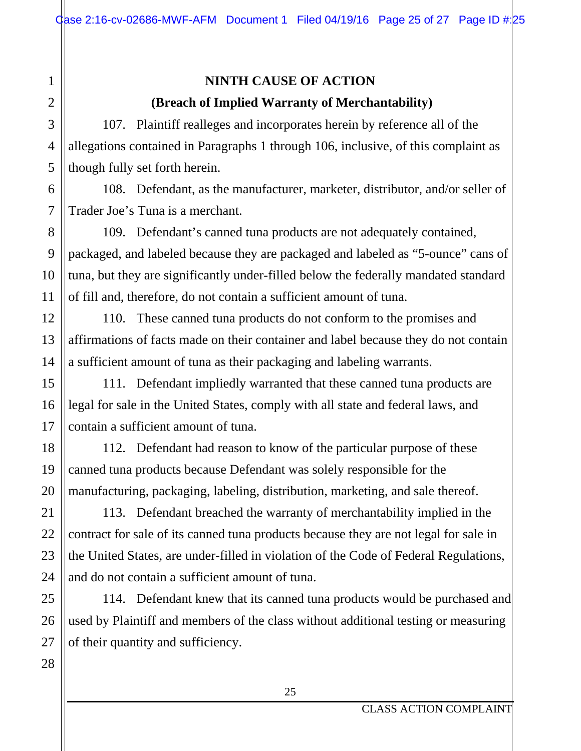## NINTH CAUSE OF ACTION

## (Breach of Implied Warranty of Merchantability)

107. Plaintiff realleges and incorporates herein by reference all of the allegations contained in Paragraphs 1 through 106, inclusive, of this complaint as though fully set forth herein.

108. Defendant, as the manufacturer, marketer, distributor, and/or seller of Trader Joe's Tuna is a merchant.

109. Defendant's canned tuna products are not adequately contained, packaged, and labeled because they are packaged and labeled as "5-ounce" cans of tuna, but they are significantly under-filled below the federally mandated standard of fill and, therefore, do not contain a sufficient amount of tuna.

110. These canned tuna products do not conform to the promises and affirmations of facts made on their container and label because they do not contain a sufficient amount of tuna as their packaging and labeling warrants.

111. Defendant impliedly warranted that these canned tuna products are legal for sale in the United States, comply with all state and federal laws, and contain a sufficient amount of tuna.

112. Defendant had reason to know of the particular purpose of these canned tuna products because Defendant was solely responsible for the manufacturing, packaging, labeling, distribution, marketing, and sale thereof.

113. Defendant breached the warranty of merchantability implied in the contract for sale of its canned tuna products because they are not legal for sale in the United States, are under-filled in violation of the Code of Federal Regulations, and do not contain a sufficient amount of tuna.

114. Defendant knew that its canned tuna products would be purchased and used by Plaintiff and members of the class without additional testing or measuring of their quantity and sufficiency.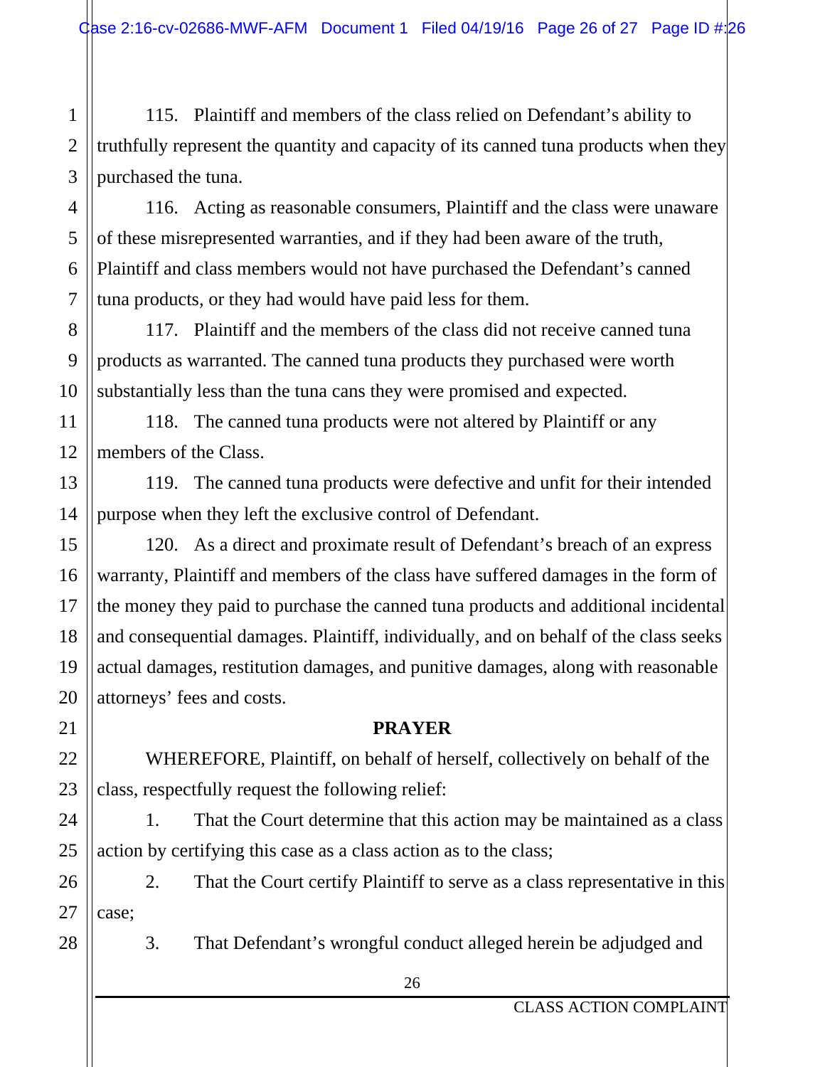115. Plaintiff and members of the class relied on Defendant's ability to truthfully represent the quantity and capacity of its canned tuna products when they purchased the tuna.

116. Acting as reasonable consumers, Plaintiff and the class were unaware of these misrepresented warranties, and if they had been aware of the truth, Plaintiff and class members would not have purchased the Defendant's canned tuna products, or they had would have paid less for them.

117. Plaintiff and the members of the class did not receive canned tuna products as warranted. The canned tuna products they purchased were worth substantially less than the tuna cans they were promised and expected.

118. The canned tuna products were not altered by Plaintiff or any members of the Class.

119. The canned tuna products were defective and unfit for their intended purpose when they left the exclusive control of Defendant.

120. As a direct and proximate result of Defendant's breach of an express warranty, Plaintiff and members of the class have suffered damages in the form of the money they paid to purchase the canned tuna products and additional incidental and consequential damages. Plaintiff, individually, and on behalf of the class seeks actual damages, restitution damages, and punitive damages, along with reasonable attorneys' fees and costs.

**PRAYER**

WHEREFORE, Plaintiff, on behalf of herself, collectively on behalf of the class, respectfully request the following relief:

1. That the Court determine that this action may be maintained as a class action by certifying this case as a class action as to the class;

2. That the Court certify Plaintiff to serve as a class representative in this case;

3. That Defendant's wrongful conduct alleged herein be adjudged and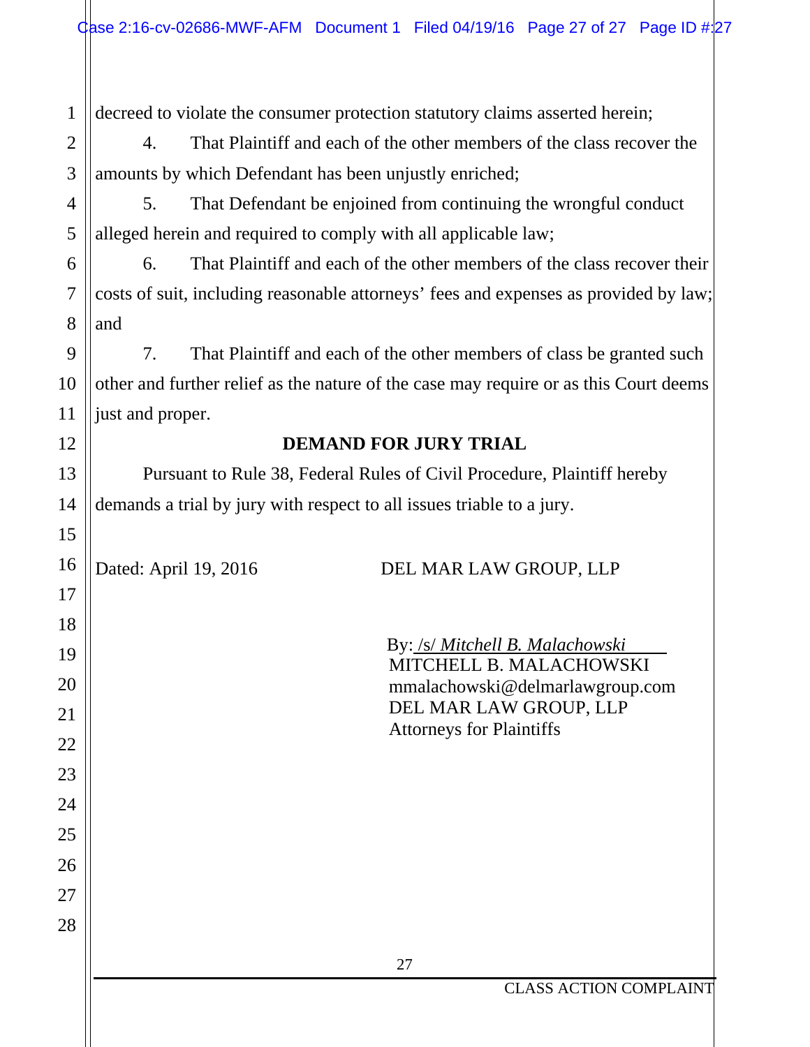decreed to violate the consumer protection statutory claims asserted herein;

4. That Plaintiff and each of the other members of the class recover the amounts by which Defendant has been unjustly enriched;

5. That Defendant be enjoined from continuing the wrongful conduct alleged herein and required to comply with all applicable law;

6. That Plaintiff and each of the other members of the class recover their costs of suit, including reasonable attorneys' fees and expenses as provided by law; and

7. That Plaintiff and each of the other members of class be granted such other and further relief as the nature of the case may require or as this Court deems just and proper.

**DEMAND FOR JURY TRIAL**

Pursuant to Rule 38, Federal Rules of Civil Procedure, Plaintiff hereby demands a trial by jury with respect to all issues triable to a jury.

Dated: April 19, 2016

DEL MAR LAW GROUP, LLP

By: /s/ *Mitchell B. Malachowski*
MITCHELL B. MALACHOWSKI
mmalachowski@delmarlawgroup.com
DEL MAR LAW GROUP, LLP
Attorneys for Plaintiffs